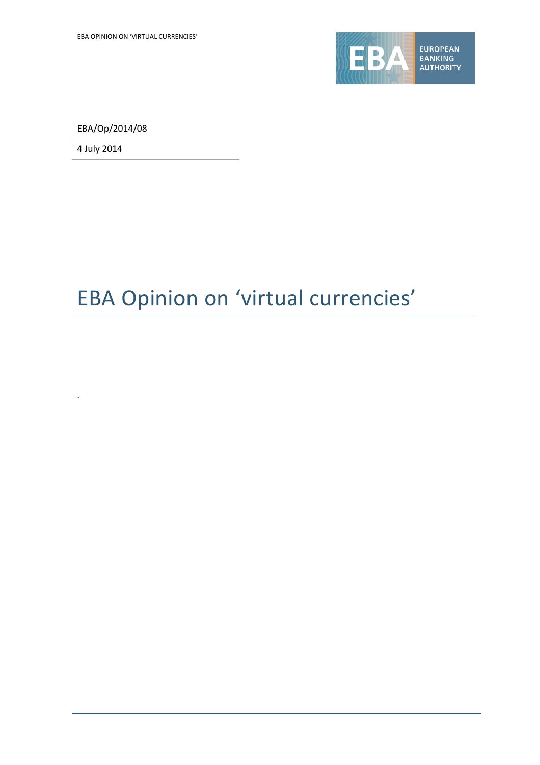EBA/Op/2014/08

4 July 2014

# EBA Opinion on 'virtual currencies'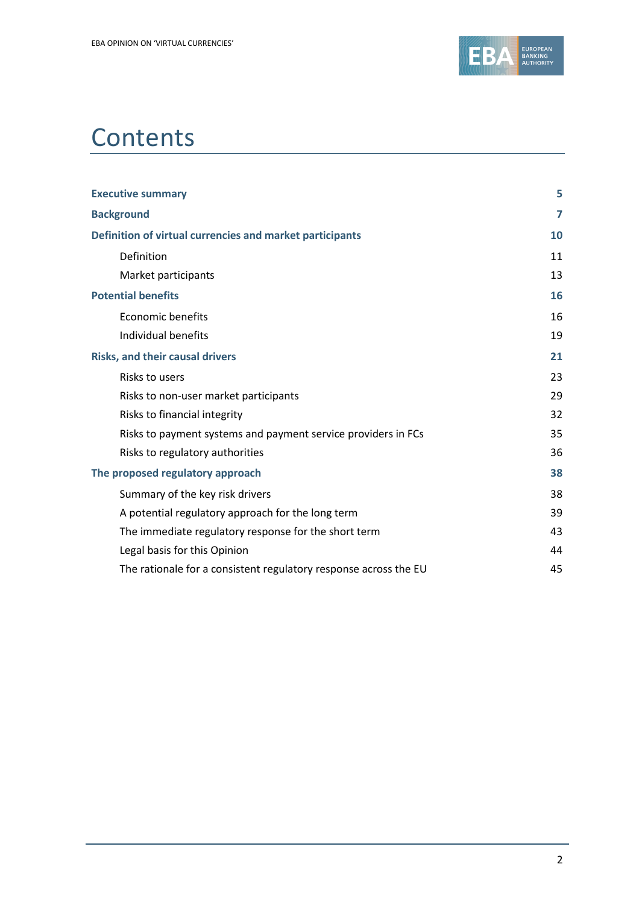# Contents

| | |
|---|---|
| **Executive summary** | **5** |
| **Background** | **7** |
| **Definition of virtual currencies and market participants** | **10** |
| Definition | 11 |
| Market participants | 13 |
| **Potential benefits** | **16** |
| Economic benefits | 16 |
| Individual benefits | 19 |
| **Risks, and their causal drivers** | **21** |
| Risks to users | 23 |
| Risks to non-user market participants | 29 |
| Risks to financial integrity | 32 |
| Risks to payment systems and payment service providers in FCs | 35 |
| Risks to regulatory authorities | 36 |
| **The proposed regulatory approach** | **38** |
| Summary of the key risk drivers | 38 |
| A potential regulatory approach for the long term | 39 |
| The immediate regulatory response for the short term | 43 |
| Legal basis for this Opinion | 44 |
| The rationale for a consistent regulatory response across the EU | 45 |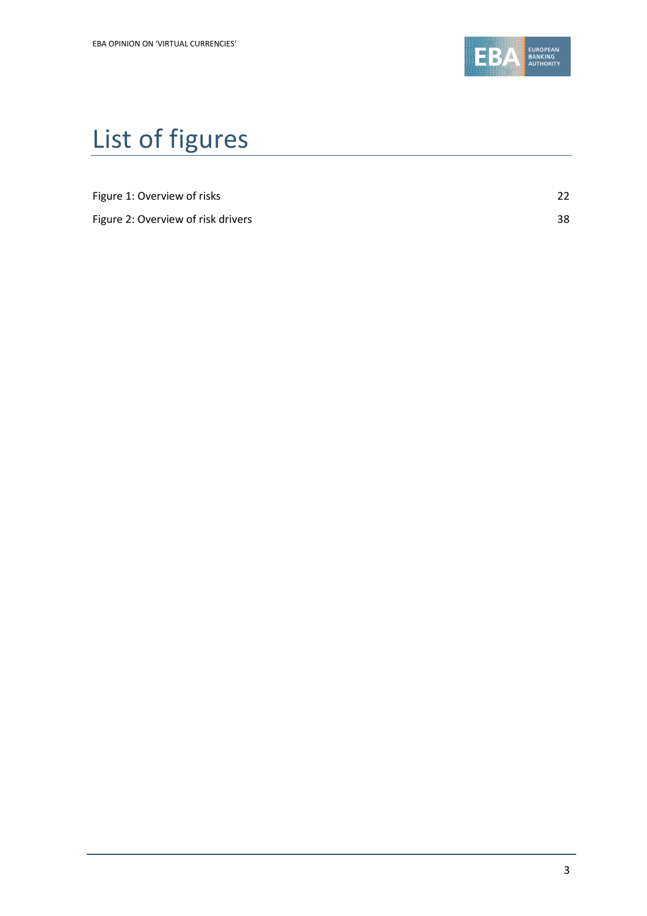# List of figures

Figure 1: Overview of risks 22

Figure 2: Overview of risk drivers 38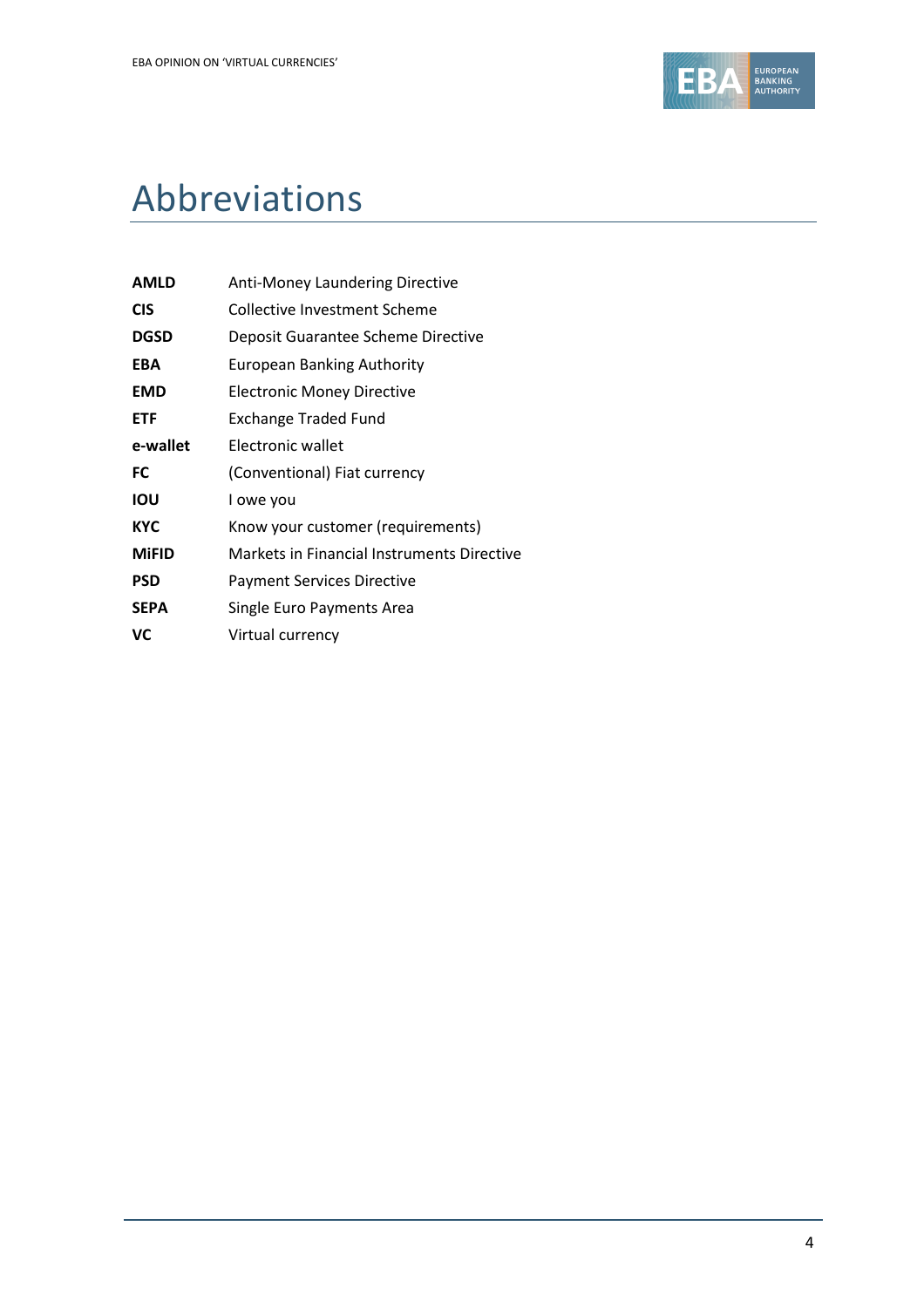# Abbreviations

| | |
|---|---|
| **AMLD** | Anti-Money Laundering Directive |
| **CIS** | Collective Investment Scheme |
| **DGSD** | Deposit Guarantee Scheme Directive |
| **EBA** | European Banking Authority |
| **EMD** | Electronic Money Directive |
| **ETF** | Exchange Traded Fund |
| **e-wallet** | Electronic wallet |
| **FC** | (Conventional) Fiat currency |
| **IOU** | I owe you |
| **KYC** | Know your customer (requirements) |
| **MiFID** | Markets in Financial Instruments Directive |
| **PSD** | Payment Services Directive |
| **SEPA** | Single Euro Payments Area |
| **VC** | Virtual currency |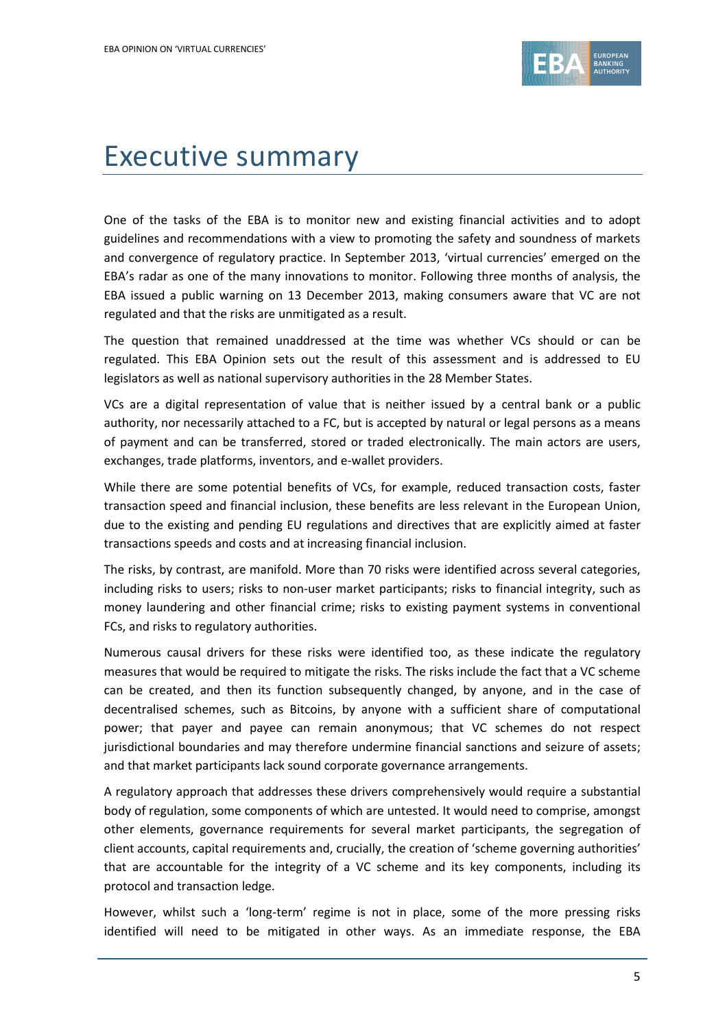# Executive summary

One of the tasks of the EBA is to monitor new and existing financial activities and to adopt guidelines and recommendations with a view to promoting the safety and soundness of markets and convergence of regulatory practice. In September 2013, 'virtual currencies' emerged on the EBA's radar as one of the many innovations to monitor. Following three months of analysis, the EBA issued a public warning on 13 December 2013, making consumers aware that VC are not regulated and that the risks are unmitigated as a result.

The question that remained unaddressed at the time was whether VCs should or can be regulated. This EBA Opinion sets out the result of this assessment and is addressed to EU legislators as well as national supervisory authorities in the 28 Member States.

VCs are a digital representation of value that is neither issued by a central bank or a public authority, nor necessarily attached to a FC, but is accepted by natural or legal persons as a means of payment and can be transferred, stored or traded electronically. The main actors are users, exchanges, trade platforms, inventors, and e-wallet providers.

While there are some potential benefits of VCs, for example, reduced transaction costs, faster transaction speed and financial inclusion, these benefits are less relevant in the European Union, due to the existing and pending EU regulations and directives that are explicitly aimed at faster transactions speeds and costs and at increasing financial inclusion.

The risks, by contrast, are manifold. More than 70 risks were identified across several categories, including risks to users; risks to non-user market participants; risks to financial integrity, such as money laundering and other financial crime; risks to existing payment systems in conventional FCs, and risks to regulatory authorities.

Numerous causal drivers for these risks were identified too, as these indicate the regulatory measures that would be required to mitigate the risks. The risks include the fact that a VC scheme can be created, and then its function subsequently changed, by anyone, and in the case of decentralised schemes, such as Bitcoins, by anyone with a sufficient share of computational power; that payer and payee can remain anonymous; that VC schemes do not respect jurisdictional boundaries and may therefore undermine financial sanctions and seizure of assets; and that market participants lack sound corporate governance arrangements.

A regulatory approach that addresses these drivers comprehensively would require a substantial body of regulation, some components of which are untested. It would need to comprise, amongst other elements, governance requirements for several market participants, the segregation of client accounts, capital requirements and, crucially, the creation of 'scheme governing authorities' that are accountable for the integrity of a VC scheme and its key components, including its protocol and transaction ledge.

However, whilst such a 'long-term' regime is not in place, some of the more pressing risks identified will need to be mitigated in other ways. As an immediate response, the EBA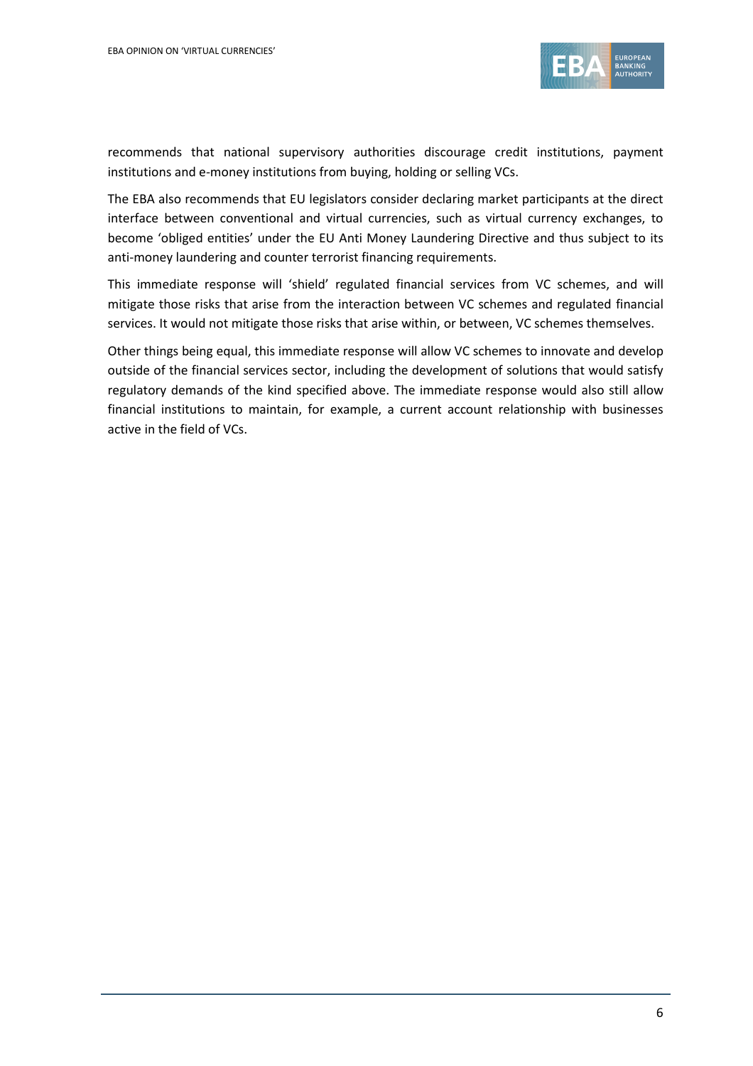recommends that national supervisory authorities discourage credit institutions, payment institutions and e-money institutions from buying, holding or selling VCs.

The EBA also recommends that EU legislators consider declaring market participants at the direct interface between conventional and virtual currencies, such as virtual currency exchanges, to become 'obliged entities' under the EU Anti Money Laundering Directive and thus subject to its anti-money laundering and counter terrorist financing requirements.

This immediate response will 'shield' regulated financial services from VC schemes, and will mitigate those risks that arise from the interaction between VC schemes and regulated financial services. It would not mitigate those risks that arise within, or between, VC schemes themselves.

Other things being equal, this immediate response will allow VC schemes to innovate and develop outside of the financial services sector, including the development of solutions that would satisfy regulatory demands of the kind specified above. The immediate response would also still allow financial institutions to maintain, for example, a current account relationship with businesses active in the field of VCs.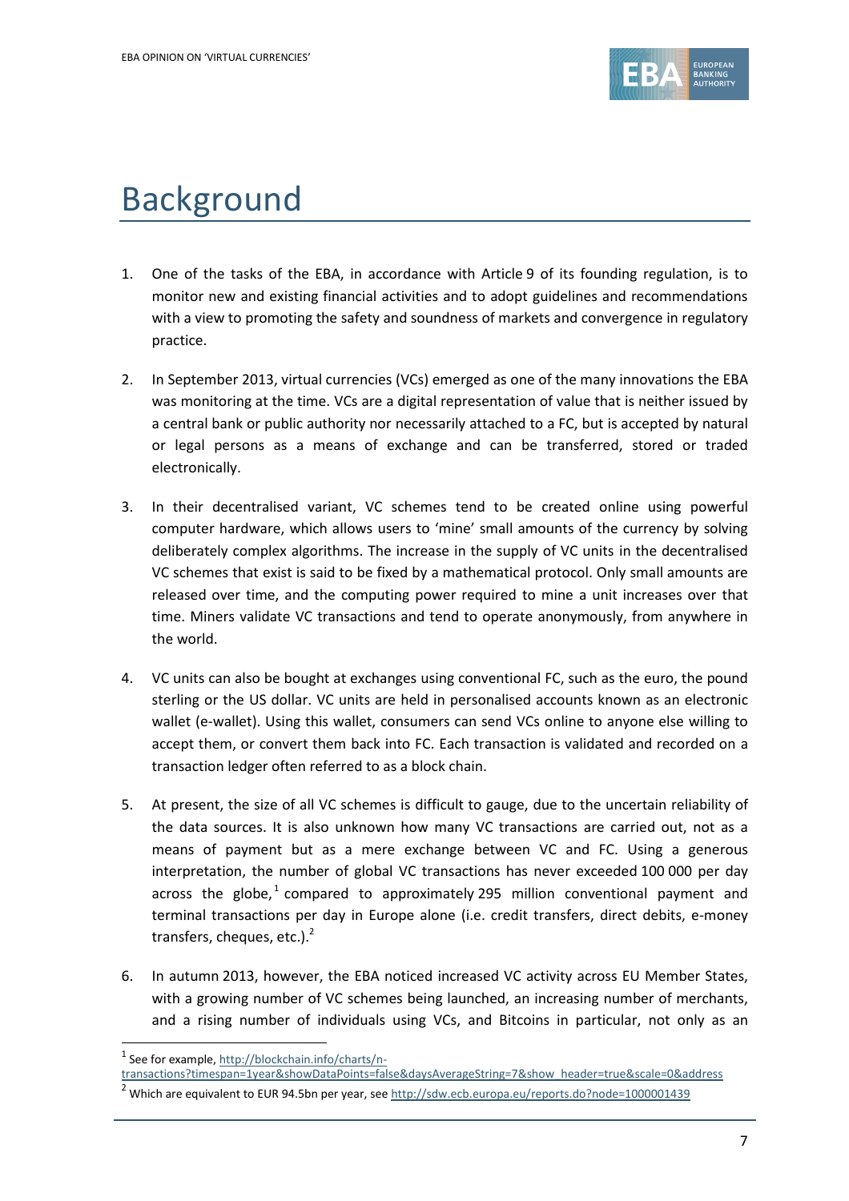# Background

1. One of the tasks of the EBA, in accordance with Article 9 of its founding regulation, is to monitor new and existing financial activities and to adopt guidelines and recommendations with a view to promoting the safety and soundness of markets and convergence in regulatory practice.

2. In September 2013, virtual currencies (VCs) emerged as one of the many innovations the EBA was monitoring at the time. VCs are a digital representation of value that is neither issued by a central bank or public authority nor necessarily attached to a FC, but is accepted by natural or legal persons as a means of exchange and can be transferred, stored or traded electronically.

3. In their decentralised variant, VC schemes tend to be created online using powerful computer hardware, which allows users to 'mine' small amounts of the currency by solving deliberately complex algorithms. The increase in the supply of VC units in the decentralised VC schemes that exist is said to be fixed by a mathematical protocol. Only small amounts are released over time, and the computing power required to mine a unit increases over that time. Miners validate VC transactions and tend to operate anonymously, from anywhere in the world.

4. VC units can also be bought at exchanges using conventional FC, such as the euro, the pound sterling or the US dollar. VC units are held in personalised accounts known as an electronic wallet (e-wallet). Using this wallet, consumers can send VCs online to anyone else willing to accept them, or convert them back into FC. Each transaction is validated and recorded on a transaction ledger often referred to as a block chain.

5. At present, the size of all VC schemes is difficult to gauge, due to the uncertain reliability of the data sources. It is also unknown how many VC transactions are carried out, not as a means of payment but as a mere exchange between VC and FC. Using a generous interpretation, the number of global VC transactions has never exceeded 100 000 per day across the globe,[1] compared to approximately 295 million conventional payment and terminal transactions per day in Europe alone (i.e. credit transfers, direct debits, e-money transfers, cheques, etc.).[2]

6. In autumn 2013, however, the EBA noticed increased VC activity across EU Member States, with a growing number of VC schemes being launched, an increasing number of merchants, and a rising number of individuals using VCs, and Bitcoins in particular, not only as an

---

[1] See for example, http://blockchain.info/charts/n-transactions?timespan=1year&showDataPoints=false&daysAverageString=7&show_header=true&scale=0&address

[2] Which are equivalent to EUR 94.5bn per year, see http://sdw.ecb.europa.eu/reports.do?node=1000001439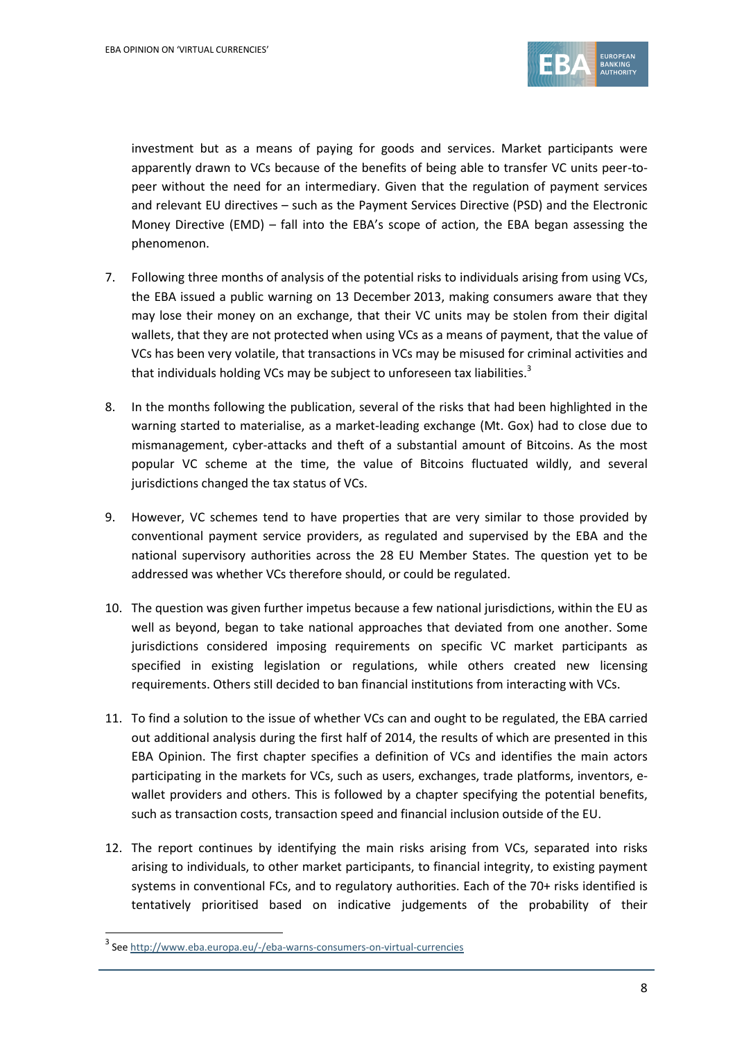investment but as a means of paying for goods and services. Market participants were apparently drawn to VCs because of the benefits of being able to transfer VC units peer-to-peer without the need for an intermediary. Given that the regulation of payment services and relevant EU directives – such as the Payment Services Directive (PSD) and the Electronic Money Directive (EMD) – fall into the EBA's scope of action, the EBA began assessing the phenomenon.

7. Following three months of analysis of the potential risks to individuals arising from using VCs, the EBA issued a public warning on 13 December 2013, making consumers aware that they may lose their money on an exchange, that their VC units may be stolen from their digital wallets, that they are not protected when using VCs as a means of payment, that the value of VCs has been very volatile, that transactions in VCs may be misused for criminal activities and that individuals holding VCs may be subject to unforeseen tax liabilities.[3]

8. In the months following the publication, several of the risks that had been highlighted in the warning started to materialise, as a market-leading exchange (Mt. Gox) had to close due to mismanagement, cyber-attacks and theft of a substantial amount of Bitcoins. As the most popular VC scheme at the time, the value of Bitcoins fluctuated wildly, and several jurisdictions changed the tax status of VCs.

9. However, VC schemes tend to have properties that are very similar to those provided by conventional payment service providers, as regulated and supervised by the EBA and the national supervisory authorities across the 28 EU Member States. The question yet to be addressed was whether VCs therefore should, or could be regulated.

10. The question was given further impetus because a few national jurisdictions, within the EU as well as beyond, began to take national approaches that deviated from one another. Some jurisdictions considered imposing requirements on specific VC market participants as specified in existing legislation or regulations, while others created new licensing requirements. Others still decided to ban financial institutions from interacting with VCs.

11. To find a solution to the issue of whether VCs can and ought to be regulated, the EBA carried out additional analysis during the first half of 2014, the results of which are presented in this EBA Opinion. The first chapter specifies a definition of VCs and identifies the main actors participating in the markets for VCs, such as users, exchanges, trade platforms, inventors, e-wallet providers and others. This is followed by a chapter specifying the potential benefits, such as transaction costs, transaction speed and financial inclusion outside of the EU.

12. The report continues by identifying the main risks arising from VCs, separated into risks arising to individuals, to other market participants, to financial integrity, to existing payment systems in conventional FCs, and to regulatory authorities. Each of the 70+ risks identified is tentatively prioritised based on indicative judgements of the probability of their

---

[3] See http://www.eba.europa.eu/-/eba-warns-consumers-on-virtual-currencies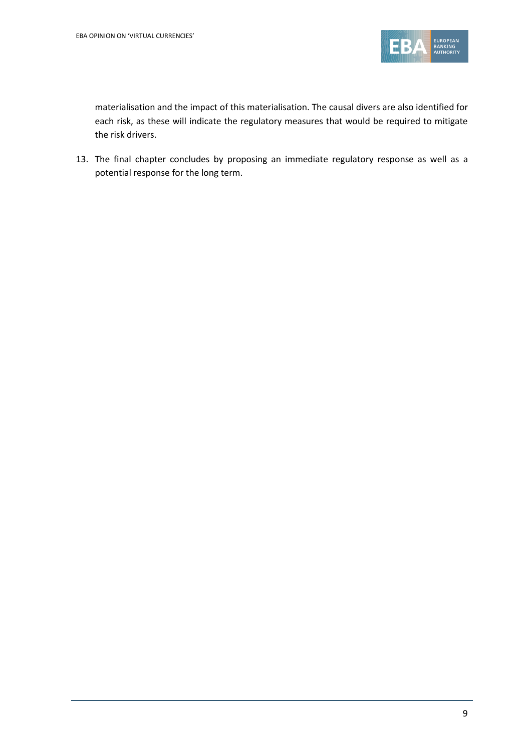materialisation and the impact of this materialisation. The causal divers are also identified for each risk, as these will indicate the regulatory measures that would be required to mitigate the risk drivers.

13. The final chapter concludes by proposing an immediate regulatory response as well as a potential response for the long term.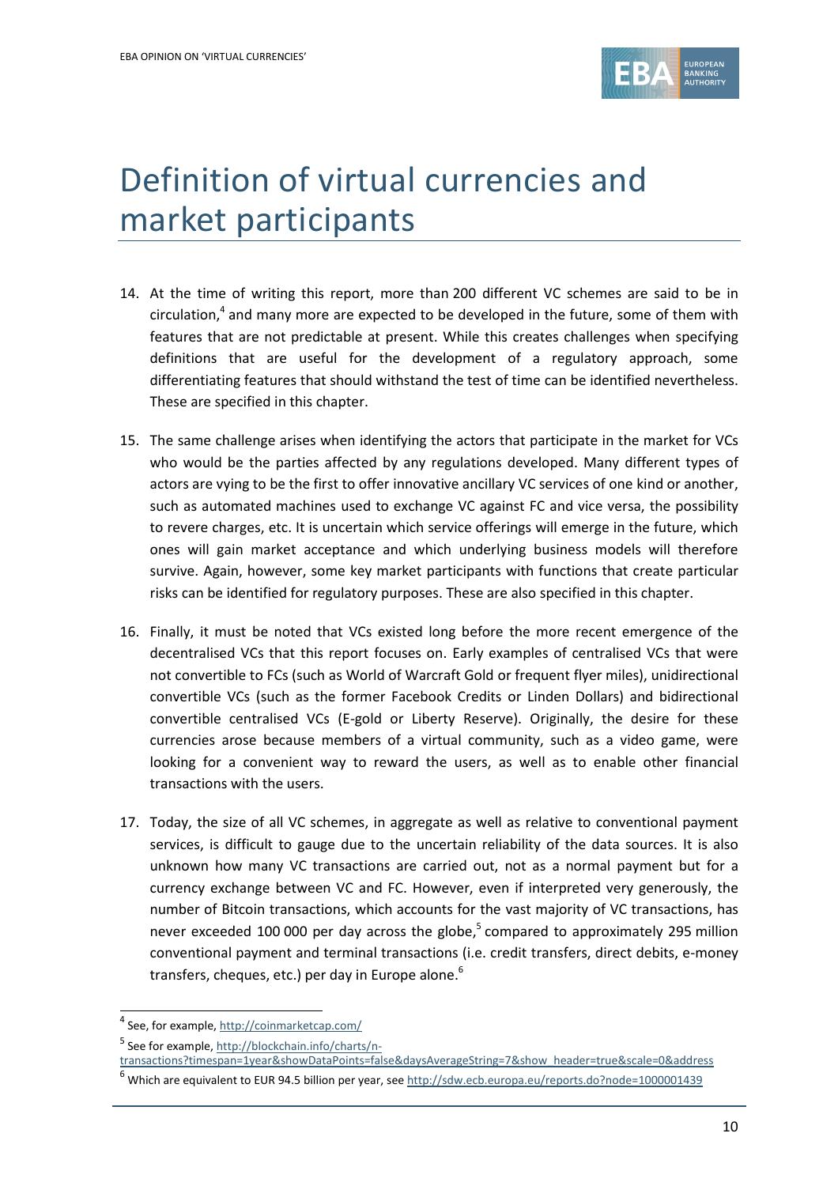# Definition of virtual currencies and market participants

14. At the time of writing this report, more than 200 different VC schemes are said to be in circulation,[4] and many more are expected to be developed in the future, some of them with features that are not predictable at present. While this creates challenges when specifying definitions that are useful for the development of a regulatory approach, some differentiating features that should withstand the test of time can be identified nevertheless. These are specified in this chapter.

15. The same challenge arises when identifying the actors that participate in the market for VCs who would be the parties affected by any regulations developed. Many different types of actors are vying to be the first to offer innovative ancillary VC services of one kind or another, such as automated machines used to exchange VC against FC and vice versa, the possibility to revere charges, etc. It is uncertain which service offerings will emerge in the future, which ones will gain market acceptance and which underlying business models will therefore survive. Again, however, some key market participants with functions that create particular risks can be identified for regulatory purposes. These are also specified in this chapter.

16. Finally, it must be noted that VCs existed long before the more recent emergence of the decentralised VCs that this report focuses on. Early examples of centralised VCs that were not convertible to FCs (such as World of Warcraft Gold or frequent flyer miles), unidirectional convertible VCs (such as the former Facebook Credits or Linden Dollars) and bidirectional convertible centralised VCs (E-gold or Liberty Reserve). Originally, the desire for these currencies arose because members of a virtual community, such as a video game, were looking for a convenient way to reward the users, as well as to enable other financial transactions with the users.

17. Today, the size of all VC schemes, in aggregate as well as relative to conventional payment services, is difficult to gauge due to the uncertain reliability of the data sources. It is also unknown how many VC transactions are carried out, not as a normal payment but for a currency exchange between VC and FC. However, even if interpreted very generously, the number of Bitcoin transactions, which accounts for the vast majority of VC transactions, has never exceeded 100 000 per day across the globe,[5] compared to approximately 295 million conventional payment and terminal transactions (i.e. credit transfers, direct debits, e-money transfers, cheques, etc.) per day in Europe alone.[6]

---

[4] See, for example, http://coinmarketcap.com/

[5] See for example, http://blockchain.info/charts/n-transactions?timespan=1year&showDataPoints=false&daysAverageString=7&show_header=true&scale=0&address

[6] Which are equivalent to EUR 94.5 billion per year, see http://sdw.ecb.europa.eu/reports.do?node=1000001439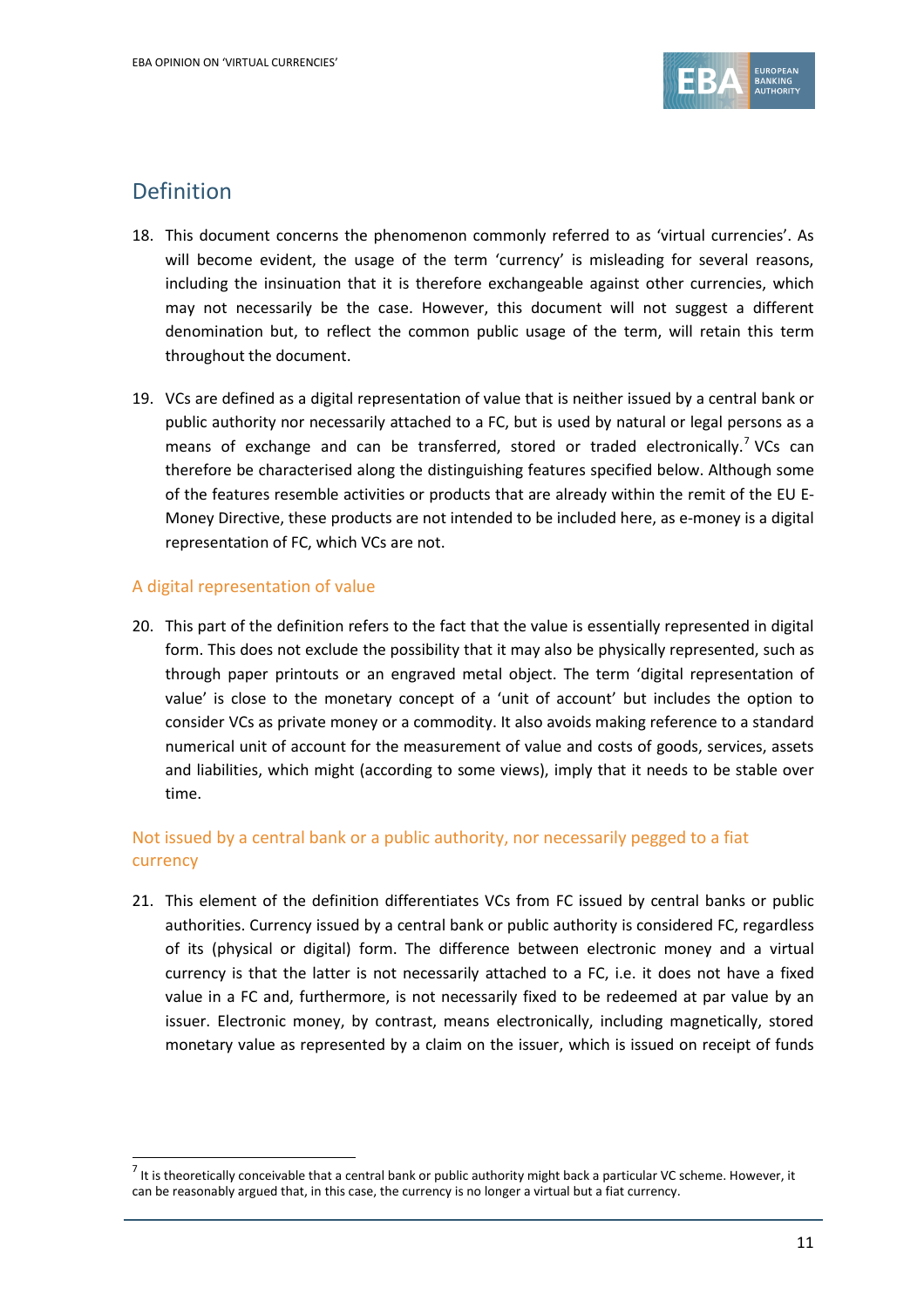## Definition

18. This document concerns the phenomenon commonly referred to as 'virtual currencies'. As will become evident, the usage of the term 'currency' is misleading for several reasons, including the insinuation that it is therefore exchangeable against other currencies, which may not necessarily be the case. However, this document will not suggest a different denomination but, to reflect the common public usage of the term, will retain this term throughout the document.

19. VCs are defined as a digital representation of value that is neither issued by a central bank or public authority nor necessarily attached to a FC, but is used by natural or legal persons as a means of exchange and can be transferred, stored or traded electronically.[7] VCs can therefore be characterised along the distinguishing features specified below. Although some of the features resemble activities or products that are already within the remit of the EU E-Money Directive, these products are not intended to be included here, as e-money is a digital representation of FC, which VCs are not.

### A digital representation of value

20. This part of the definition refers to the fact that the value is essentially represented in digital form. This does not exclude the possibility that it may also be physically represented, such as through paper printouts or an engraved metal object. The term 'digital representation of value' is close to the monetary concept of a 'unit of account' but includes the option to consider VCs as private money or a commodity. It also avoids making reference to a standard numerical unit of account for the measurement of value and costs of goods, services, assets and liabilities, which might (according to some views), imply that it needs to be stable over time.

### Not issued by a central bank or a public authority, nor necessarily pegged to a fiat currency

21. This element of the definition differentiates VCs from FC issued by central banks or public authorities. Currency issued by a central bank or public authority is considered FC, regardless of its (physical or digital) form. The difference between electronic money and a virtual currency is that the latter is not necessarily attached to a FC, i.e. it does not have a fixed value in a FC and, furthermore, is not necessarily fixed to be redeemed at par value by an issuer. Electronic money, by contrast, means electronically, including magnetically, stored monetary value as represented by a claim on the issuer, which is issued on receipt of funds

[7] It is theoretically conceivable that a central bank or public authority might back a particular VC scheme. However, it can be reasonably argued that, in this case, the currency is no longer a virtual but a fiat currency.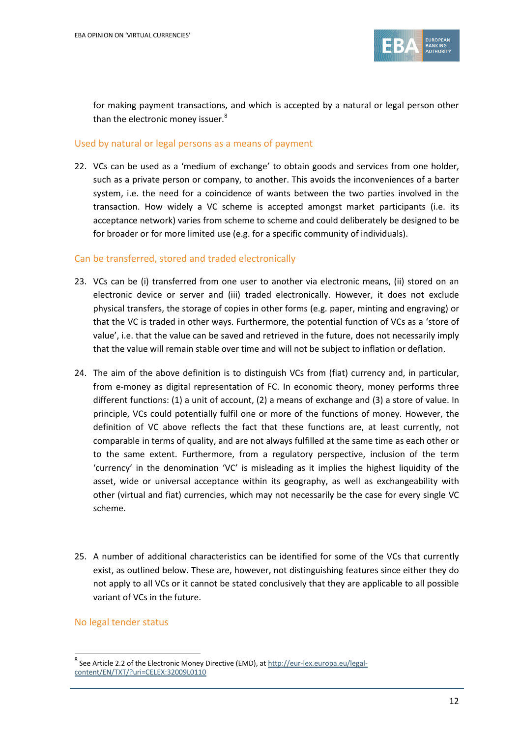for making payment transactions, and which is accepted by a natural or legal person other than the electronic money issuer.[8]

### Used by natural or legal persons as a means of payment

22. VCs can be used as a 'medium of exchange' to obtain goods and services from one holder, such as a private person or company, to another. This avoids the inconveniences of a barter system, i.e. the need for a coincidence of wants between the two parties involved in the transaction. How widely a VC scheme is accepted amongst market participants (i.e. its acceptance network) varies from scheme to scheme and could deliberately be designed to be for broader or for more limited use (e.g. for a specific community of individuals).

### Can be transferred, stored and traded electronically

23. VCs can be (i) transferred from one user to another via electronic means, (ii) stored on an electronic device or server and (iii) traded electronically. However, it does not exclude physical transfers, the storage of copies in other forms (e.g. paper, minting and engraving) or that the VC is traded in other ways. Furthermore, the potential function of VCs as a 'store of value', i.e. that the value can be saved and retrieved in the future, does not necessarily imply that the value will remain stable over time and will not be subject to inflation or deflation.

24. The aim of the above definition is to distinguish VCs from (fiat) currency and, in particular, from e-money as digital representation of FC. In economic theory, money performs three different functions: (1) a unit of account, (2) a means of exchange and (3) a store of value. In principle, VCs could potentially fulfil one or more of the functions of money. However, the definition of VC above reflects the fact that these functions are, at least currently, not comparable in terms of quality, and are not always fulfilled at the same time as each other or to the same extent. Furthermore, from a regulatory perspective, inclusion of the term 'currency' in the denomination 'VC' is misleading as it implies the highest liquidity of the asset, wide or universal acceptance within its geography, as well as exchangeability with other (virtual and fiat) currencies, which may not necessarily be the case for every single VC scheme.

25. A number of additional characteristics can be identified for some of the VCs that currently exist, as outlined below. These are, however, not distinguishing features since either they do not apply to all VCs or it cannot be stated conclusively that they are applicable to all possible variant of VCs in the future.

### No legal tender status

[8] See Article 2.2 of the Electronic Money Directive (EMD), at http://eur-lex.europa.eu/legal-content/EN/TXT/?uri=CELEX:32009L0110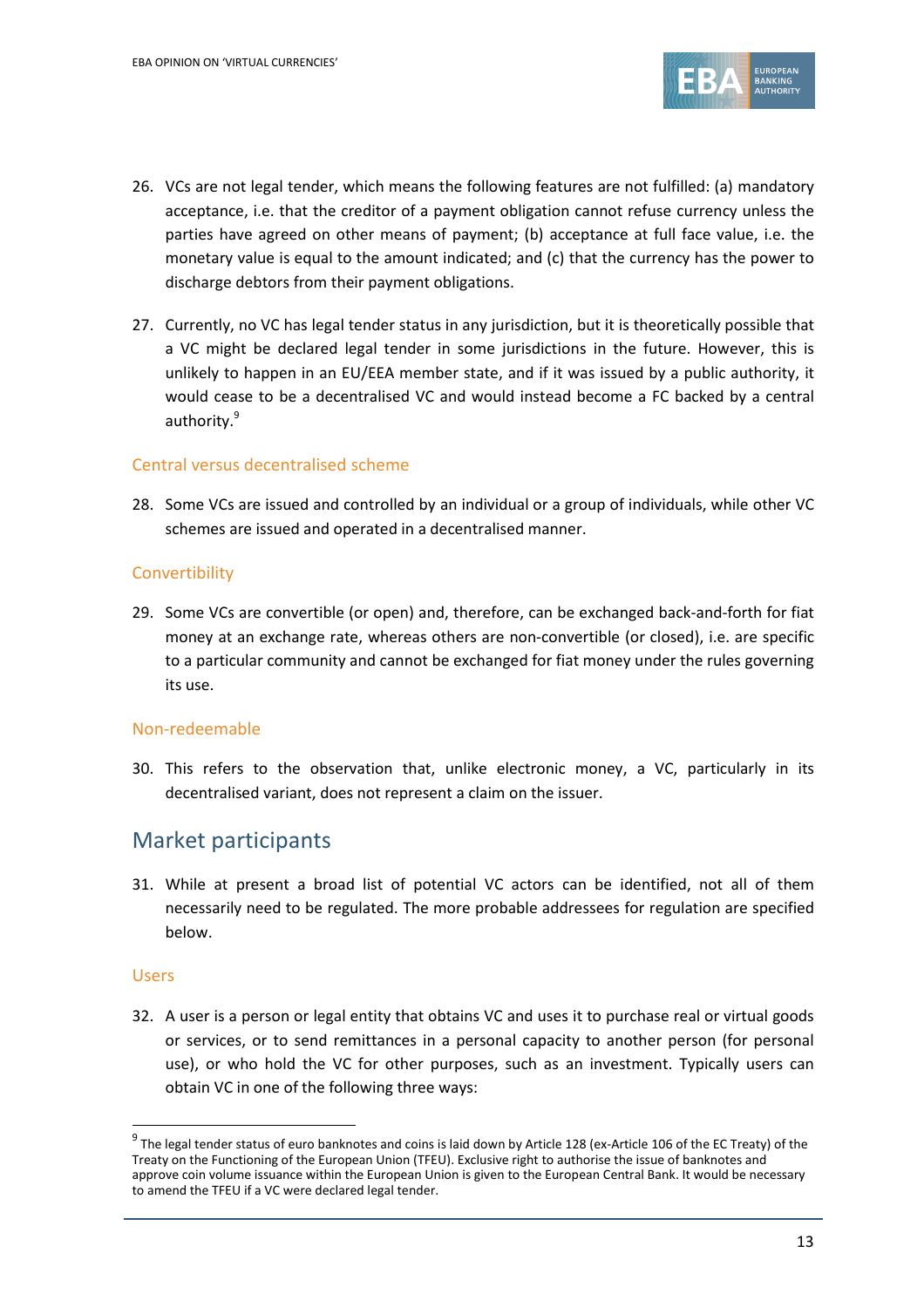26. VCs are not legal tender, which means the following features are not fulfilled: (a) mandatory acceptance, i.e. that the creditor of a payment obligation cannot refuse currency unless the parties have agreed on other means of payment; (b) acceptance at full face value, i.e. the monetary value is equal to the amount indicated; and (c) that the currency has the power to discharge debtors from their payment obligations.

27. Currently, no VC has legal tender status in any jurisdiction, but it is theoretically possible that a VC might be declared legal tender in some jurisdictions in the future. However, this is unlikely to happen in an EU/EEA member state, and if it was issued by a public authority, it would cease to be a decentralised VC and would instead become a FC backed by a central authority.[9]

### Central versus decentralised scheme

28. Some VCs are issued and controlled by an individual or a group of individuals, while other VC schemes are issued and operated in a decentralised manner.

### Convertibility

29. Some VCs are convertible (or open) and, therefore, can be exchanged back-and-forth for fiat money at an exchange rate, whereas others are non-convertible (or closed), i.e. are specific to a particular community and cannot be exchanged for fiat money under the rules governing its use.

### Non-redeemable

30. This refers to the observation that, unlike electronic money, a VC, particularly in its decentralised variant, does not represent a claim on the issuer.

## Market participants

31. While at present a broad list of potential VC actors can be identified, not all of them necessarily need to be regulated. The more probable addressees for regulation are specified below.

### Users

32. A user is a person or legal entity that obtains VC and uses it to purchase real or virtual goods or services, or to send remittances in a personal capacity to another person (for personal use), or who hold the VC for other purposes, such as an investment. Typically users can obtain VC in one of the following three ways:

---

[9] The legal tender status of euro banknotes and coins is laid down by Article 128 (ex-Article 106 of the EC Treaty) of the Treaty on the Functioning of the European Union (TFEU). Exclusive right to authorise the issue of banknotes and approve coin volume issuance within the European Union is given to the European Central Bank. It would be necessary to amend the TFEU if a VC were declared legal tender.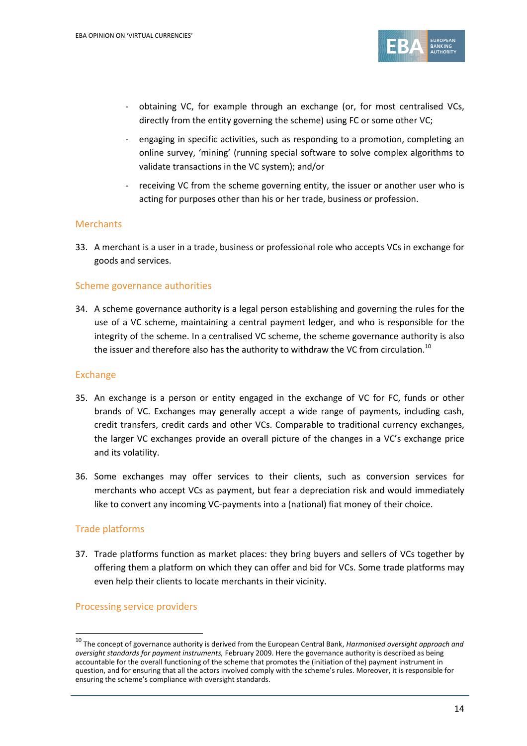- obtaining VC, for example through an exchange (or, for most centralised VCs, directly from the entity governing the scheme) using FC or some other VC;
- engaging in specific activities, such as responding to a promotion, completing an online survey, 'mining' (running special software to solve complex algorithms to validate transactions in the VC system); and/or
- receiving VC from the scheme governing entity, the issuer or another user who is acting for purposes other than his or her trade, business or profession.

### Merchants

33. A merchant is a user in a trade, business or professional role who accepts VCs in exchange for goods and services.

### Scheme governance authorities

34. A scheme governance authority is a legal person establishing and governing the rules for the use of a VC scheme, maintaining a central payment ledger, and who is responsible for the integrity of the scheme. In a centralised VC scheme, the scheme governance authority is also the issuer and therefore also has the authority to withdraw the VC from circulation.[10]

### Exchange

35. An exchange is a person or entity engaged in the exchange of VC for FC, funds or other brands of VC. Exchanges may generally accept a wide range of payments, including cash, credit transfers, credit cards and other VCs. Comparable to traditional currency exchanges, the larger VC exchanges provide an overall picture of the changes in a VC's exchange price and its volatility.

36. Some exchanges may offer services to their clients, such as conversion services for merchants who accept VCs as payment, but fear a depreciation risk and would immediately like to convert any incoming VC-payments into a (national) fiat money of their choice.

### Trade platforms

37. Trade platforms function as market places: they bring buyers and sellers of VCs together by offering them a platform on which they can offer and bid for VCs. Some trade platforms may even help their clients to locate merchants in their vicinity.

### Processing service providers

---

[10] The concept of governance authority is derived from the European Central Bank, *Harmonised oversight approach and oversight standards for payment instruments,* February 2009. Here the governance authority is described as being accountable for the overall functioning of the scheme that promotes the (initiation of the) payment instrument in question, and for ensuring that all the actors involved comply with the scheme's rules. Moreover, it is responsible for ensuring the scheme's compliance with oversight standards.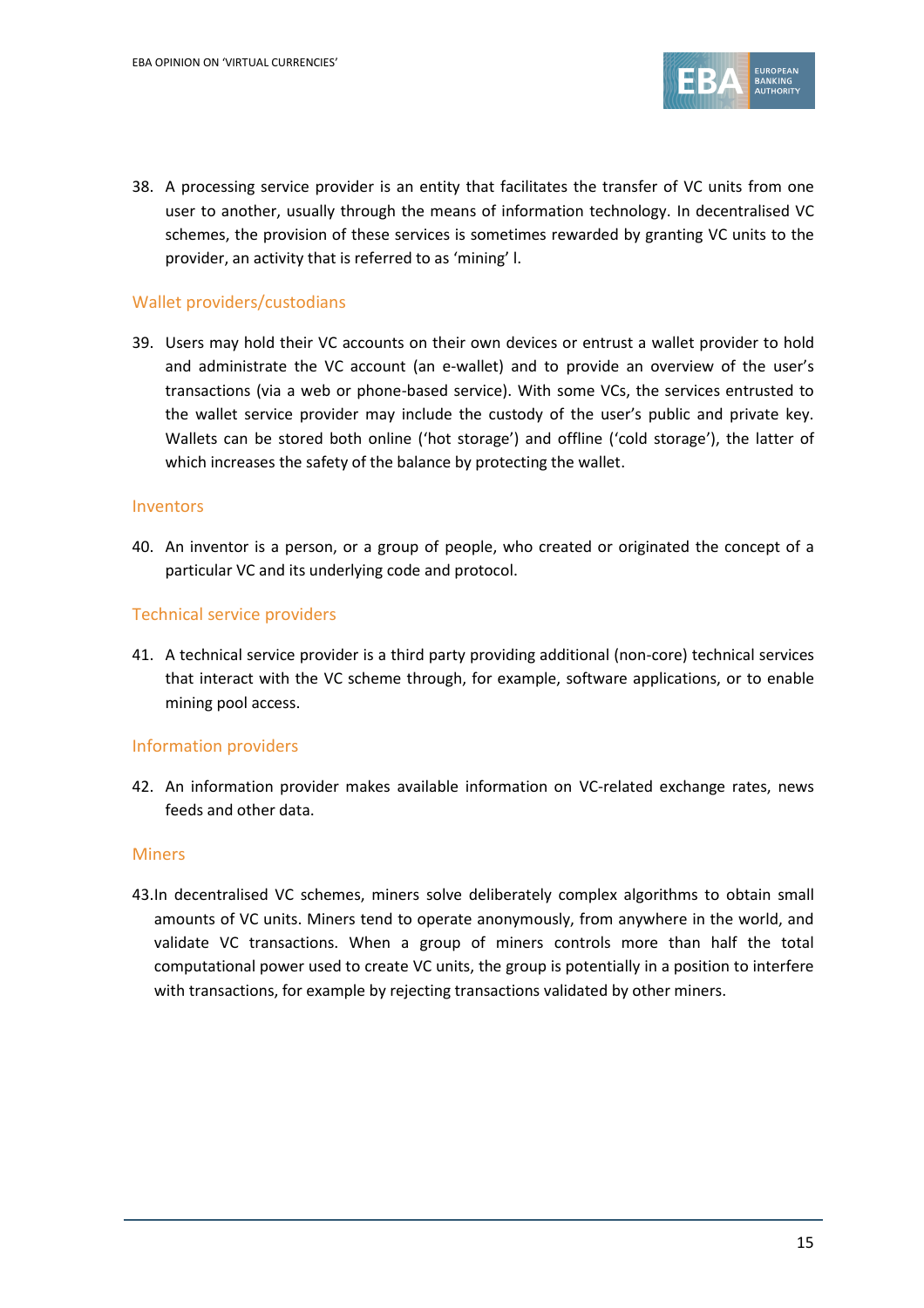38. A processing service provider is an entity that facilitates the transfer of VC units from one user to another, usually through the means of information technology. In decentralised VC schemes, the provision of these services is sometimes rewarded by granting VC units to the provider, an activity that is referred to as 'mining' l.

### Wallet providers/custodians

39. Users may hold their VC accounts on their own devices or entrust a wallet provider to hold and administrate the VC account (an e-wallet) and to provide an overview of the user's transactions (via a web or phone-based service). With some VCs, the services entrusted to the wallet service provider may include the custody of the user's public and private key. Wallets can be stored both online ('hot storage') and offline ('cold storage'), the latter of which increases the safety of the balance by protecting the wallet.

### Inventors

40. An inventor is a person, or a group of people, who created or originated the concept of a particular VC and its underlying code and protocol.

### Technical service providers

41. A technical service provider is a third party providing additional (non-core) technical services that interact with the VC scheme through, for example, software applications, or to enable mining pool access.

### Information providers

42. An information provider makes available information on VC-related exchange rates, news feeds and other data.

### Miners

43. In decentralised VC schemes, miners solve deliberately complex algorithms to obtain small amounts of VC units. Miners tend to operate anonymously, from anywhere in the world, and validate VC transactions. When a group of miners controls more than half the total computational power used to create VC units, the group is potentially in a position to interfere with transactions, for example by rejecting transactions validated by other miners.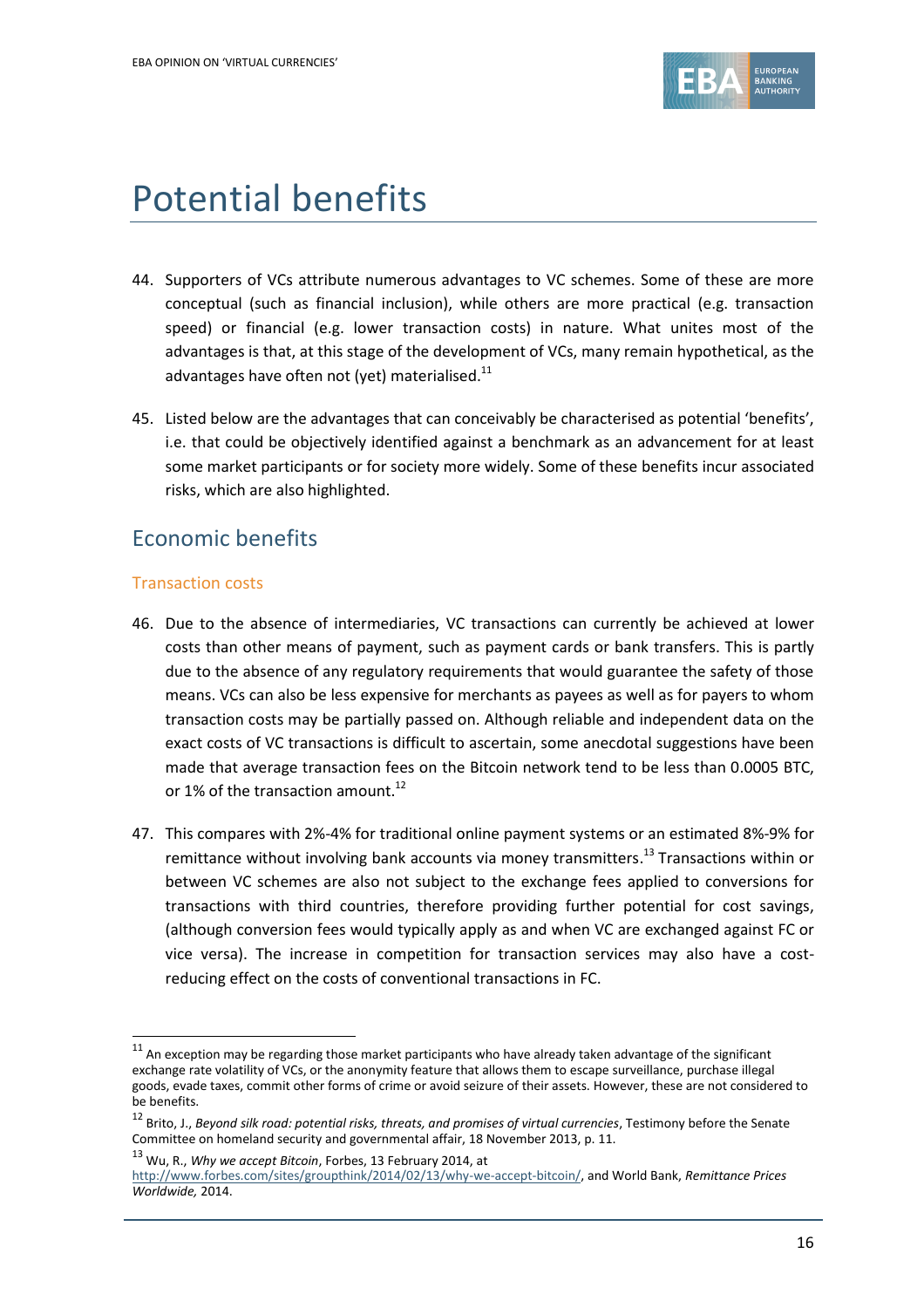# Potential benefits

44. Supporters of VCs attribute numerous advantages to VC schemes. Some of these are more conceptual (such as financial inclusion), while others are more practical (e.g. transaction speed) or financial (e.g. lower transaction costs) in nature. What unites most of the advantages is that, at this stage of the development of VCs, many remain hypothetical, as the advantages have often not (yet) materialised.[11]

45. Listed below are the advantages that can conceivably be characterised as potential 'benefits', i.e. that could be objectively identified against a benchmark as an advancement for at least some market participants or for society more widely. Some of these benefits incur associated risks, which are also highlighted.

## Economic benefits

### Transaction costs

46. Due to the absence of intermediaries, VC transactions can currently be achieved at lower costs than other means of payment, such as payment cards or bank transfers. This is partly due to the absence of any regulatory requirements that would guarantee the safety of those means. VCs can also be less expensive for merchants as payees as well as for payers to whom transaction costs may be partially passed on. Although reliable and independent data on the exact costs of VC transactions is difficult to ascertain, some anecdotal suggestions have been made that average transaction fees on the Bitcoin network tend to be less than 0.0005 BTC, or 1% of the transaction amount.[12]

47. This compares with 2%-4% for traditional online payment systems or an estimated 8%-9% for remittance without involving bank accounts via money transmitters.[13] Transactions within or between VC schemes are also not subject to the exchange fees applied to conversions for transactions with third countries, therefore providing further potential for cost savings, (although conversion fees would typically apply as and when VC are exchanged against FC or vice versa). The increase in competition for transaction services may also have a cost-reducing effect on the costs of conventional transactions in FC.

---

[11] An exception may be regarding those market participants who have already taken advantage of the significant exchange rate volatility of VCs, or the anonymity feature that allows them to escape surveillance, purchase illegal goods, evade taxes, commit other forms of crime or avoid seizure of their assets. However, these are not considered to be benefits.

[12] Brito, J., *Beyond silk road: potential risks, threats, and promises of virtual currencies*, Testimony before the Senate Committee on homeland security and governmental affair, 18 November 2013, p. 11.

[13] Wu, R., *Why we accept Bitcoin*, Forbes, 13 February 2014, at http://www.forbes.com/sites/groupthink/2014/02/13/why-we-accept-bitcoin/, and World Bank, *Remittance Prices Worldwide,* 2014.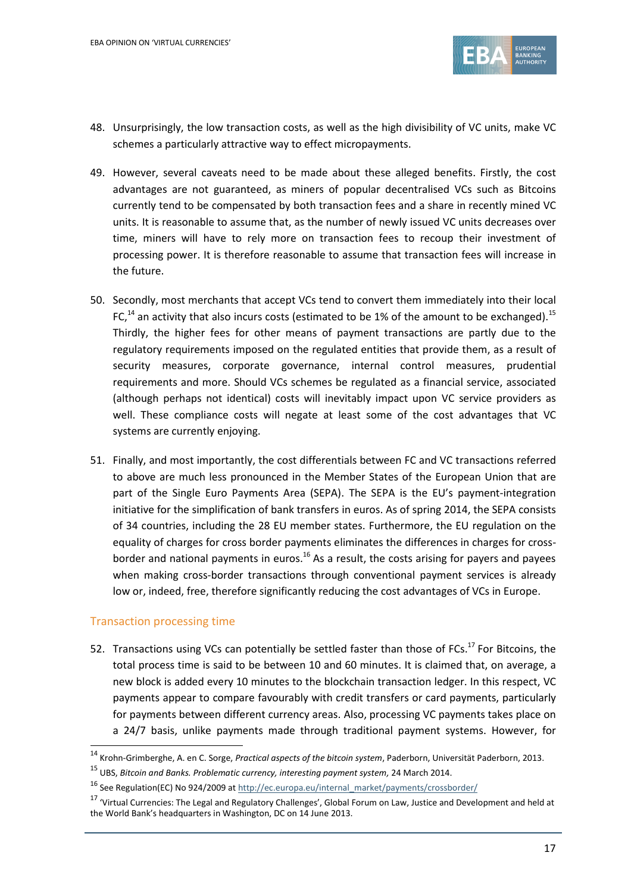48. Unsurprisingly, the low transaction costs, as well as the high divisibility of VC units, make VC schemes a particularly attractive way to effect micropayments.

49. However, several caveats need to be made about these alleged benefits. Firstly, the cost advantages are not guaranteed, as miners of popular decentralised VCs such as Bitcoins currently tend to be compensated by both transaction fees and a share in recently mined VC units. It is reasonable to assume that, as the number of newly issued VC units decreases over time, miners will have to rely more on transaction fees to recoup their investment of processing power. It is therefore reasonable to assume that transaction fees will increase in the future.

50. Secondly, most merchants that accept VCs tend to convert them immediately into their local FC,[14] an activity that also incurs costs (estimated to be 1% of the amount to be exchanged).[15] Thirdly, the higher fees for other means of payment transactions are partly due to the regulatory requirements imposed on the regulated entities that provide them, as a result of security measures, corporate governance, internal control measures, prudential requirements and more. Should VCs schemes be regulated as a financial service, associated (although perhaps not identical) costs will inevitably impact upon VC service providers as well. These compliance costs will negate at least some of the cost advantages that VC systems are currently enjoying.

51. Finally, and most importantly, the cost differentials between FC and VC transactions referred to above are much less pronounced in the Member States of the European Union that are part of the Single Euro Payments Area (SEPA). The SEPA is the EU's payment-integration initiative for the simplification of bank transfers in euros. As of spring 2014, the SEPA consists of 34 countries, including the 28 EU member states. Furthermore, the EU regulation on the equality of charges for cross border payments eliminates the differences in charges for cross-border and national payments in euros.[16] As a result, the costs arising for payers and payees when making cross-border transactions through conventional payment services is already low or, indeed, free, therefore significantly reducing the cost advantages of VCs in Europe.

### Transaction processing time

52. Transactions using VCs can potentially be settled faster than those of FCs.[17] For Bitcoins, the total process time is said to be between 10 and 60 minutes. It is claimed that, on average, a new block is added every 10 minutes to the blockchain transaction ledger. In this respect, VC payments appear to compare favourably with credit transfers or card payments, particularly for payments between different currency areas. Also, processing VC payments takes place on a 24/7 basis, unlike payments made through traditional payment systems. However, for

---

[14] Krohn-Grimberghe, A. en C. Sorge, *Practical aspects of the bitcoin system*, Paderborn, Universität Paderborn, 2013.

[15] UBS, *Bitcoin and Banks. Problematic currency, interesting payment system,* 24 March 2014.

[16] See Regulation(EC) No 924/2009 at http://ec.europa.eu/internal_market/payments/crossborder/

[17] 'Virtual Currencies: The Legal and Regulatory Challenges', Global Forum on Law, Justice and Development and held at the World Bank's headquarters in Washington, DC on 14 June 2013.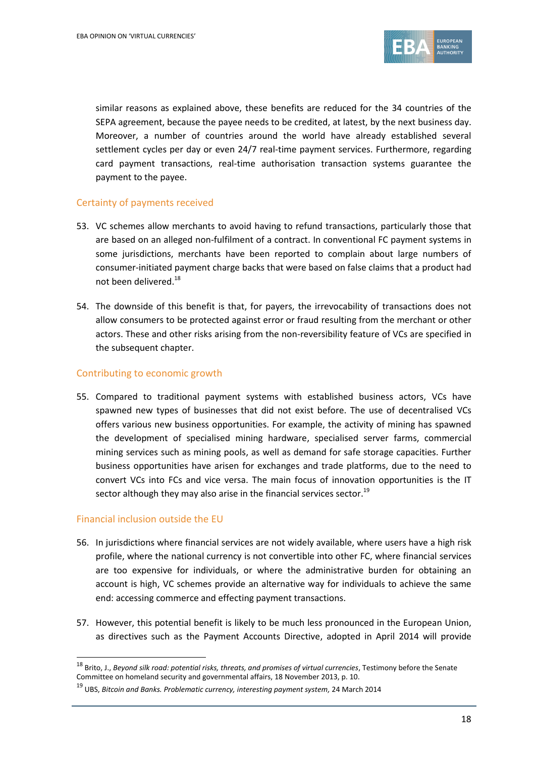similar reasons as explained above, these benefits are reduced for the 34 countries of the SEPA agreement, because the payee needs to be credited, at latest, by the next business day. Moreover, a number of countries around the world have already established several settlement cycles per day or even 24/7 real-time payment services. Furthermore, regarding card payment transactions, real-time authorisation transaction systems guarantee the payment to the payee.

### Certainty of payments received

53. VC schemes allow merchants to avoid having to refund transactions, particularly those that are based on an alleged non-fulfilment of a contract. In conventional FC payment systems in some jurisdictions, merchants have been reported to complain about large numbers of consumer-initiated payment charge backs that were based on false claims that a product had not been delivered.[18]

54. The downside of this benefit is that, for payers, the irrevocability of transactions does not allow consumers to be protected against error or fraud resulting from the merchant or other actors. These and other risks arising from the non-reversibility feature of VCs are specified in the subsequent chapter.

### Contributing to economic growth

55. Compared to traditional payment systems with established business actors, VCs have spawned new types of businesses that did not exist before. The use of decentralised VCs offers various new business opportunities. For example, the activity of mining has spawned the development of specialised mining hardware, specialised server farms, commercial mining services such as mining pools, as well as demand for safe storage capacities. Further business opportunities have arisen for exchanges and trade platforms, due to the need to convert VCs into FCs and vice versa. The main focus of innovation opportunities is the IT sector although they may also arise in the financial services sector.[19]

### Financial inclusion outside the EU

56. In jurisdictions where financial services are not widely available, where users have a high risk profile, where the national currency is not convertible into other FC, where financial services are too expensive for individuals, or where the administrative burden for obtaining an account is high, VC schemes provide an alternative way for individuals to achieve the same end: accessing commerce and effecting payment transactions.

57. However, this potential benefit is likely to be much less pronounced in the European Union, as directives such as the Payment Accounts Directive, adopted in April 2014 will provide

---

[18] Brito, J., *Beyond silk road: potential risks, threats, and promises of virtual currencies*, Testimony before the Senate Committee on homeland security and governmental affairs, 18 November 2013, p. 10.

[19] UBS, *Bitcoin and Banks. Problematic currency, interesting payment system,* 24 March 2014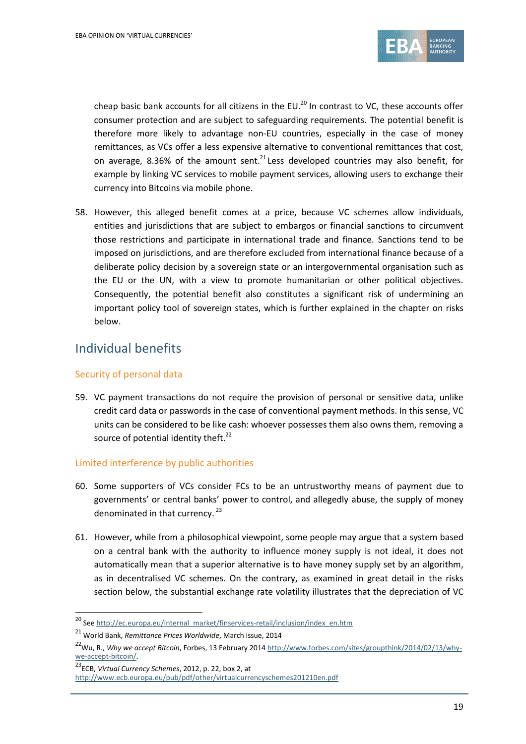cheap basic bank accounts for all citizens in the EU.[20] In contrast to VC, these accounts offer consumer protection and are subject to safeguarding requirements. The potential benefit is therefore more likely to advantage non-EU countries, especially in the case of money remittances, as VCs offer a less expensive alternative to conventional remittances that cost, on average, 8.36% of the amount sent.[21] Less developed countries may also benefit, for example by linking VC services to mobile payment services, allowing users to exchange their currency into Bitcoins via mobile phone.

58. However, this alleged benefit comes at a price, because VC schemes allow individuals, entities and jurisdictions that are subject to embargos or financial sanctions to circumvent those restrictions and participate in international trade and finance. Sanctions tend to be imposed on jurisdictions, and are therefore excluded from international finance because of a deliberate policy decision by a sovereign state or an intergovernmental organisation such as the EU or the UN, with a view to promote humanitarian or other political objectives. Consequently, the potential benefit also constitutes a significant risk of undermining an important policy tool of sovereign states, which is further explained in the chapter on risks below.

## Individual benefits

### Security of personal data

59. VC payment transactions do not require the provision of personal or sensitive data, unlike credit card data or passwords in the case of conventional payment methods. In this sense, VC units can be considered to be like cash: whoever possesses them also owns them, removing a source of potential identity theft.[22]

### Limited interference by public authorities

60. Some supporters of VCs consider FCs to be an untrustworthy means of payment due to governments' or central banks' power to control, and allegedly abuse, the supply of money denominated in that currency.[23]

61. However, while from a philosophical viewpoint, some people may argue that a system based on a central bank with the authority to influence money supply is not ideal, it does not automatically mean that a superior alternative is to have money supply set by an algorithm, as in decentralised VC schemes. On the contrary, as examined in great detail in the risks section below, the substantial exchange rate volatility illustrates that the depreciation of VC

---

[20] See http://ec.europa.eu/internal_market/finservices-retail/inclusion/index_en.htm

[21] World Bank, *Remittance Prices Worldwide*, March issue, 2014

[22] Wu, R., *Why we accept Bitcoin*, Forbes, 13 February 2014 http://www.forbes.com/sites/groupthink/2014/02/13/why-we-accept-bitcoin/.

[23] ECB, *Virtual Currency Schemes*, 2012, p. 22, box 2, at http://www.ecb.europa.eu/pub/pdf/other/virtualcurrencyschemes201210en.pdf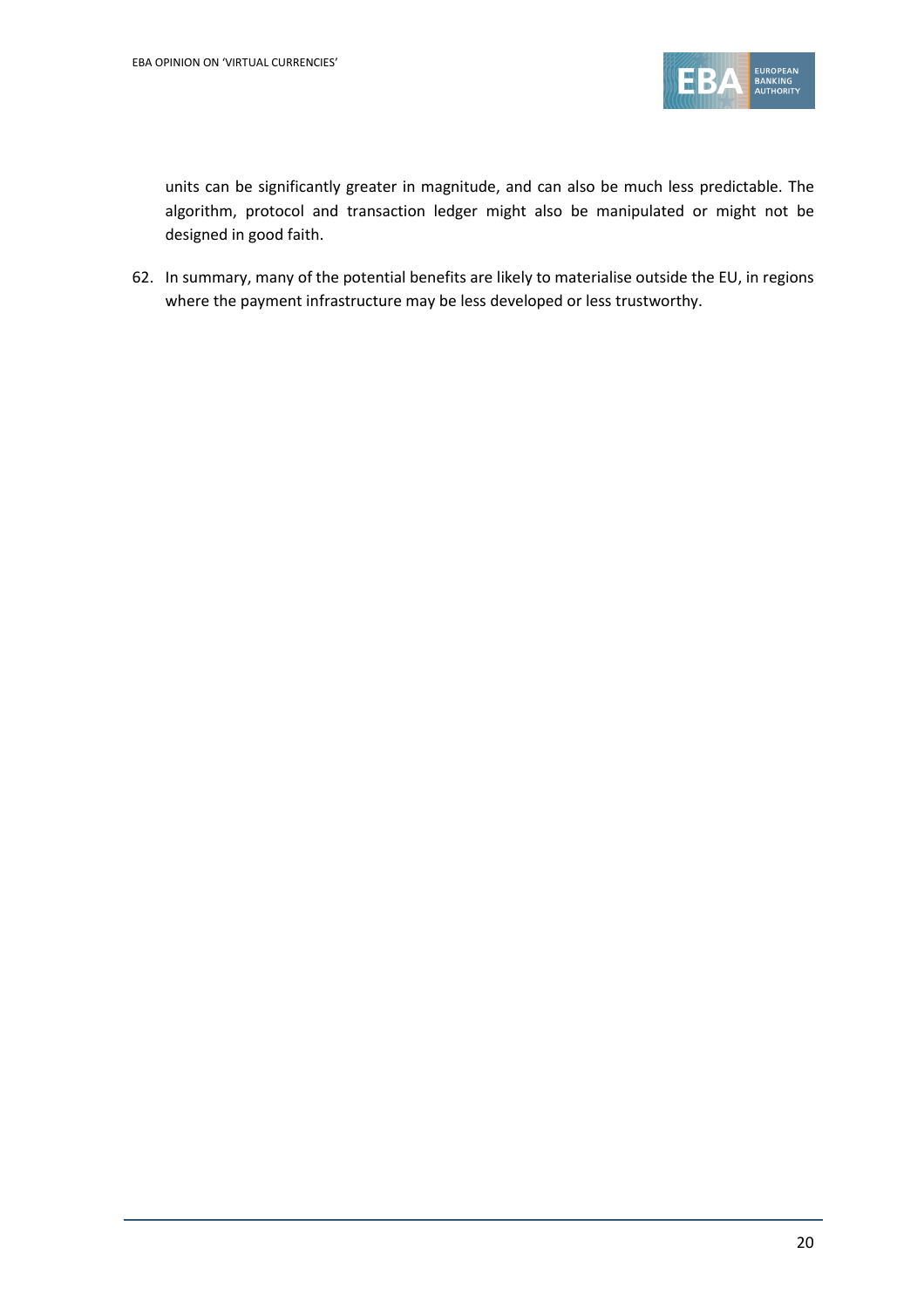units can be significantly greater in magnitude, and can also be much less predictable. The algorithm, protocol and transaction ledger might also be manipulated or might not be designed in good faith.

62. In summary, many of the potential benefits are likely to materialise outside the EU, in regions where the payment infrastructure may be less developed or less trustworthy.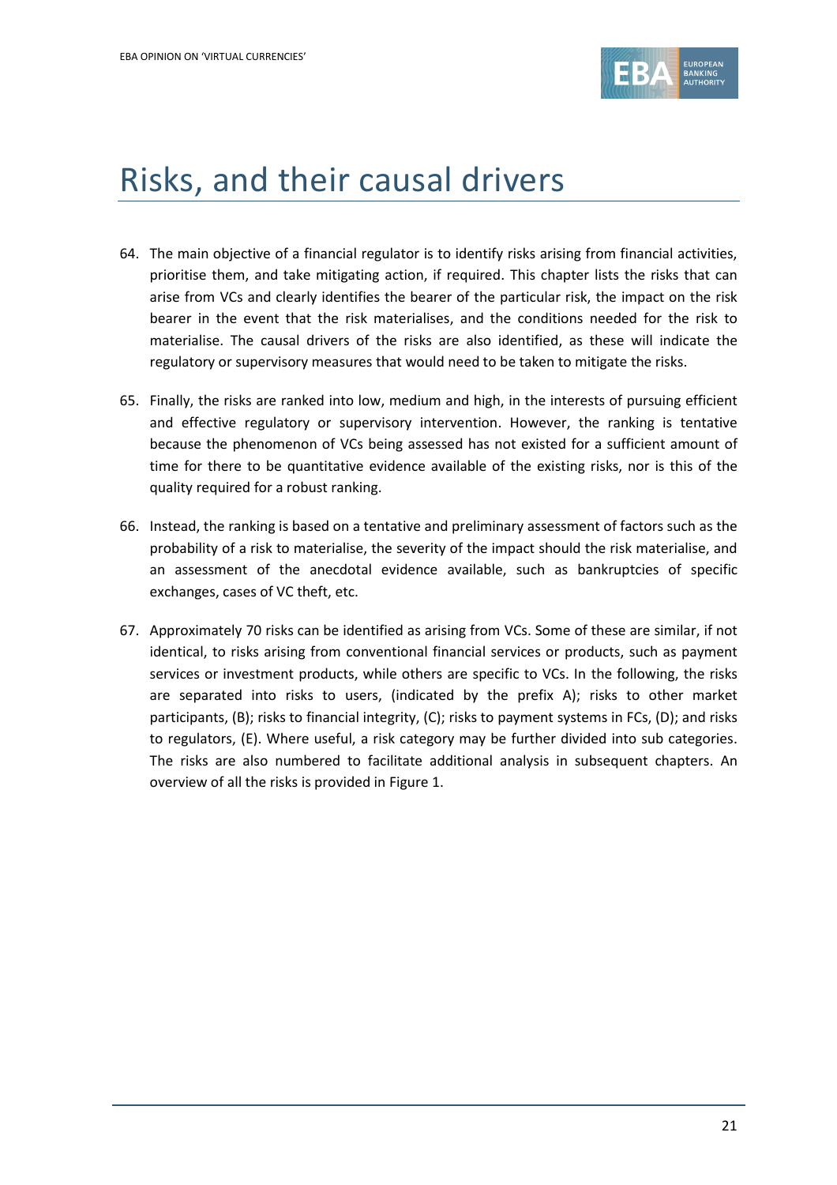# Risks, and their causal drivers

64. The main objective of a financial regulator is to identify risks arising from financial activities, prioritise them, and take mitigating action, if required. This chapter lists the risks that can arise from VCs and clearly identifies the bearer of the particular risk, the impact on the risk bearer in the event that the risk materialises, and the conditions needed for the risk to materialise. The causal drivers of the risks are also identified, as these will indicate the regulatory or supervisory measures that would need to be taken to mitigate the risks.

65. Finally, the risks are ranked into low, medium and high, in the interests of pursuing efficient and effective regulatory or supervisory intervention. However, the ranking is tentative because the phenomenon of VCs being assessed has not existed for a sufficient amount of time for there to be quantitative evidence available of the existing risks, nor is this of the quality required for a robust ranking.

66. Instead, the ranking is based on a tentative and preliminary assessment of factors such as the probability of a risk to materialise, the severity of the impact should the risk materialise, and an assessment of the anecdotal evidence available, such as bankruptcies of specific exchanges, cases of VC theft, etc.

67. Approximately 70 risks can be identified as arising from VCs. Some of these are similar, if not identical, to risks arising from conventional financial services or products, such as payment services or investment products, while others are specific to VCs. In the following, the risks are separated into risks to users, (indicated by the prefix A); risks to other market participants, (B); risks to financial integrity, (C); risks to payment systems in FCs, (D); and risks to regulators, (E). Where useful, a risk category may be further divided into sub categories. The risks are also numbered to facilitate additional analysis in subsequent chapters. An overview of all the risks is provided in Figure 1.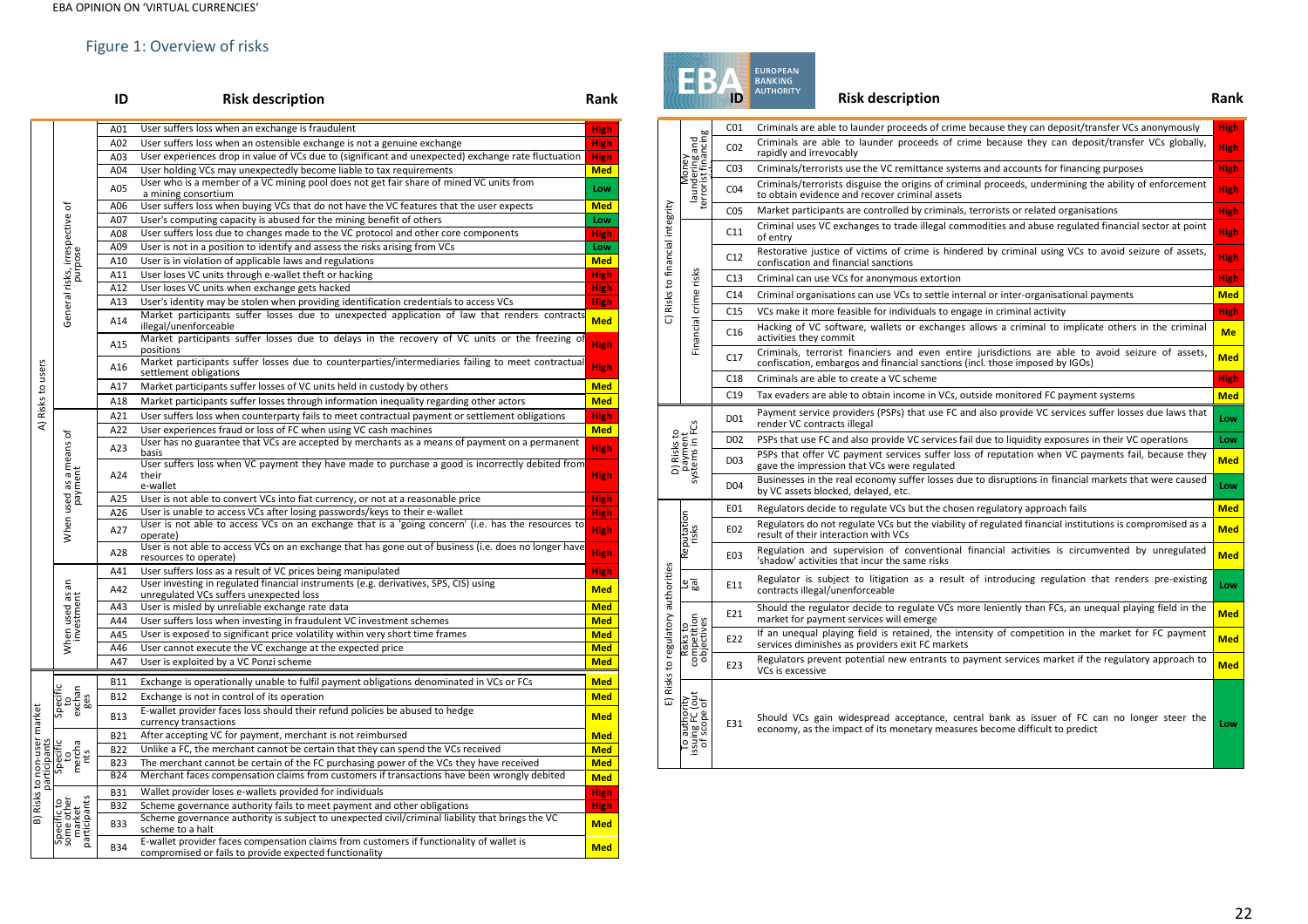## Figure 1: Overview of risks

| Category | Sub-category | ID | Risk description | Rank |
|---|---|---|---|---|
| A) Risks to users | General risks, irrespective of purpose | A01 | User suffers loss when an exchange is fraudulent | High |
| | | A02 | User suffers loss when an ostensible exchange is not a genuine exchange | High |
| | | A03 | User experiences drop in value of VCs due to (significant and unexpected) exchange rate fluctuation | High |
| | | A04 | User holding VCs may unexpectedly become liable to tax requirements | Med |
| | | A05 | User who is a member of a VC mining pool does not get fair share of mined VC units from a mining consortium | Low |
| | | A06 | User suffers loss when buying VCs that do not have the VC features that the user expects | Med |
| | | A07 | User's computing capacity is abused for the mining benefit of others | Low |
| | | A08 | User suffers loss due to changes made to the VC protocol and other core components | High |
| | | A09 | User is not in a position to identify and assess the risks arising from VCs | Low |
| | | A10 | User is in violation of applicable laws and regulations | Med |
| | | A11 | User loses VC units through e-wallet theft or hacking | High |
| | | A12 | User loses VC units when exchange gets hacked | High |
| | | A13 | User's identity may be stolen when providing identification credentials to access VCs | High |
| | | A14 | Market participants suffer losses due to unexpected application of law that renders contracts illegal/unenforceable | Med |
| | | A15 | Market participants suffer losses due to delays in the recovery of VC units or the freezing of positions | High |
| | | A16 | Market participants suffer losses due to counterparties/intermediaries failing to meet contractual settlement obligations | High |
| | | A17 | Market participants suffer losses of VC units held in custody by others | Med |
| | | A18 | Market participants suffer losses through information inequality regarding other actors | Med |
| | When used as a means of payment | A21 | User suffers loss when counterparty fails to meet contractual payment or settlement obligations | High |
| | | A22 | User experiences fraud or loss of FC when using VC cash machines | Med |
| | | A23 | User has no guarantee that VCs are accepted by merchants as a means of payment on a permanent basis | High |
| | | A24 | User suffers loss when VC payment they have made to purchase a good is incorrectly debited from their e-wallet | High |
| | | A25 | User is not able to convert VCs into fiat currency, or not at a reasonable price | High |
| | | A26 | User is unable to access VCs after losing passwords/keys to their e-wallet | High |
| | | A27 | User is not able to access VCs on an exchange that is a 'going concern' (i.e. has the resources to operate) | High |
| | | A28 | User is not able to access VCs on an exchange that has gone out of business (i.e. does no longer have resources to operate) | High |
| | When used as an investment | A41 | User suffers loss as a result of VC prices being manipulated | High |
| | | A42 | User investing in regulated financial instruments (e.g. derivatives, SPS, CIS) using unregulated VCs suffers unexpected loss | Med |
| | | A43 | User is misled by unreliable exchange rate data | Med |
| | | A44 | User suffers loss when investing in fraudulent VC investment schemes | Med |
| | | A45 | User is exposed to significant price volatility within very short time frames | Med |
| | | A46 | User cannot execute the VC exchange at the expected price | Med |
| | | A47 | User is exploited by a VC Ponzi scheme | Med |
| B) Risks to non-user market participants | Specific to exchanges | B11 | Exchange is operationally unable to fulfil payment obligations denominated in VCs or FCs | Med |
| | | B12 | Exchange is not in control of its operation | Med |
| | | B13 | E-wallet provider faces loss should their refund policies be abused to hedge currency transactions | Med |
| | Specific to merchants | B21 | After accepting VC for payment, merchant is not reimbursed | Med |
| | | B22 | Unlike a FC, the merchant cannot be certain that they can spend the VCs received | Med |
| | | B23 | The merchant cannot be certain of the FC purchasing power of the VCs they have received | Med |
| | | B24 | Merchant faces compensation claims from customers if transactions have been wrongly debited | Med |
| | Specific to some other market participants | B31 | Wallet provider loses e-wallets provided for individuals | High |
| | | B32 | Scheme governance authority fails to meet payment and other obligations | High |
| | | B33 | Scheme governance authority is subject to unexpected civil/criminal liability that brings the VC scheme to a halt | Med |
| | | B34 | E-wallet provider faces compensation claims from customers if functionality of wallet is compromised or fails to provide expected functionality | Med |
| C) Risks to financial integrity | Money laundering and terrorist financing | C01 | Criminals are able to launder proceeds of crime because they can deposit/transfer VCs anonymously | High |
| | | C02 | Criminals are able to launder proceeds of crime because they can deposit/transfer VCs globally, rapidly and irrevocably | High |
| | | C03 | Criminals/terrorists use the VC remittance systems and accounts for financing purposes | High |
| | | C04 | Criminals/terrorists disguise the origins of criminal proceeds, undermining the ability of enforcement to obtain evidence and recover criminal assets | High |
| | | C05 | Market participants are controlled by criminals, terrorists or related organisations | High |
| | Financial crime risks | C11 | Criminal uses VC exchanges to trade illegal commodities and abuse regulated financial sector at point of entry | High |
| | | C12 | Restorative justice of victims of crime is hindered by criminal using VCs to avoid seizure of assets, confiscation and financial sanctions | High |
| | | C13 | Criminal can use VCs for anonymous extortion | High |
| | | C14 | Criminal organisations can use VCs to settle internal or inter-organisational payments | Med |
| | | C15 | VCs make it more feasible for individuals to engage in criminal activity | High |
| | | C16 | Hacking of VC software, wallets or exchanges allows a criminal to implicate others in the criminal activities they commit | Me |
| | | C17 | Criminals, terrorist financiers and even entire jurisdictions are able to avoid seizure of assets, confiscation, embargos and financial sanctions (incl. those imposed by IGOs) | Med |
| | | C18 | Criminals are able to create a VC scheme | High |
| | | C19 | Tax evaders are able to obtain income in VCs, outside monitored FC payment systems | Med |
| D) Risks to payment systems in FCs | | D01 | Payment service providers (PSPs) that use FC and also provide VC services suffer losses due laws that render VC contracts illegal | Low |
| | | D02 | PSPs that use FC and also provide VC services fail due to liquidity exposures in their VC operations | Low |
| | | D03 | PSPs that offer VC payment services suffer loss of reputation when VC payments fail, because they gave the impression that VCs were regulated | Med |
| | | D04 | Businesses in the real economy suffer losses due to disruptions in financial markets that were caused by VC assets blocked, delayed, etc. | Low |
| E) Risks to regulatory authorities | Reputation risks | E01 | Regulators decide to regulate VCs but the chosen regulatory approach fails | Med |
| | | E02 | Regulators do not regulate VCs but the viability of regulated financial institutions is compromised as a result of their interaction with VCs | Med |
| | | E03 | Regulation and supervision of conventional financial activities is circumvented by unregulated 'shadow' activities that incur the same risks | Med |
| | Legal | E11 | Regulator is subject to litigation as a result of introducing regulation that renders pre-existing contracts illegal/unenforceable | Low |
| | Risks to competition objectives | E21 | Should the regulator decide to regulate VCs more leniently than FCs, an unequal playing field in the market for payment services will emerge | Med |
| | | E22 | If an unequal playing field is retained, the intensity of competition in the market for FC payment services diminishes as providers exit FC markets | Med |
| | | E23 | Regulators prevent potential new entrants to payment services market if the regulatory approach to VCs is excessive | Med |
| | To authority issuing FC (out of scope of | E31 | Should VCs gain widespread acceptance, central bank as issuer of FC can no longer steer the economy, as the impact of its monetary measures become difficult to predict | Low |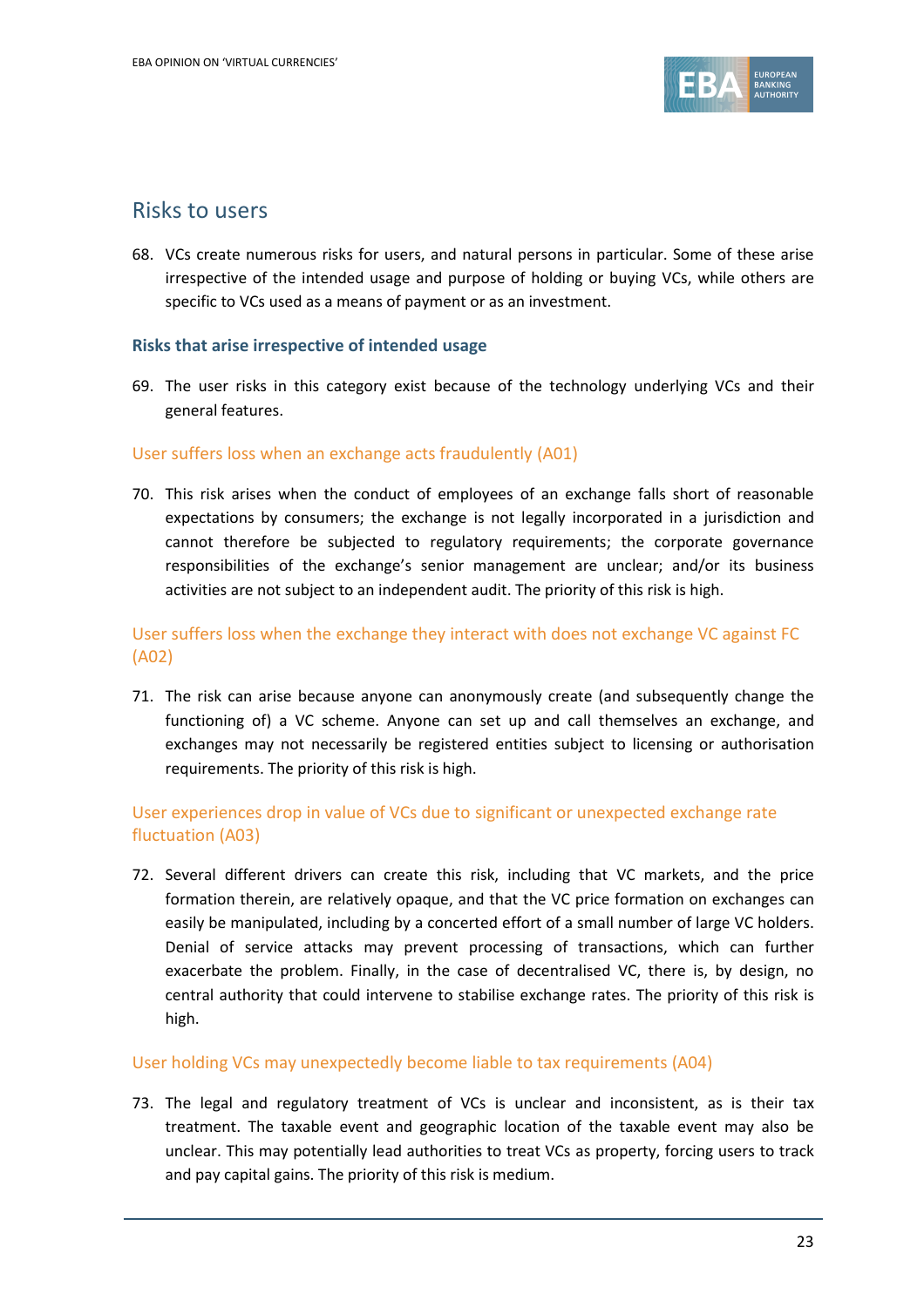## Risks to users

68. VCs create numerous risks for users, and natural persons in particular. Some of these arise irrespective of the intended usage and purpose of holding or buying VCs, while others are specific to VCs used as a means of payment or as an investment.

### Risks that arise irrespective of intended usage

69. The user risks in this category exist because of the technology underlying VCs and their general features.

#### User suffers loss when an exchange acts fraudulently (A01)

70. This risk arises when the conduct of employees of an exchange falls short of reasonable expectations by consumers; the exchange is not legally incorporated in a jurisdiction and cannot therefore be subjected to regulatory requirements; the corporate governance responsibilities of the exchange's senior management are unclear; and/or its business activities are not subject to an independent audit. The priority of this risk is high.

#### User suffers loss when the exchange they interact with does not exchange VC against FC (A02)

71. The risk can arise because anyone can anonymously create (and subsequently change the functioning of) a VC scheme. Anyone can set up and call themselves an exchange, and exchanges may not necessarily be registered entities subject to licensing or authorisation requirements. The priority of this risk is high.

#### User experiences drop in value of VCs due to significant or unexpected exchange rate fluctuation (A03)

72. Several different drivers can create this risk, including that VC markets, and the price formation therein, are relatively opaque, and that the VC price formation on exchanges can easily be manipulated, including by a concerted effort of a small number of large VC holders. Denial of service attacks may prevent processing of transactions, which can further exacerbate the problem. Finally, in the case of decentralised VC, there is, by design, no central authority that could intervene to stabilise exchange rates. The priority of this risk is high.

#### User holding VCs may unexpectedly become liable to tax requirements (A04)

73. The legal and regulatory treatment of VCs is unclear and inconsistent, as is their tax treatment. The taxable event and geographic location of the taxable event may also be unclear. This may potentially lead authorities to treat VCs as property, forcing users to track and pay capital gains. The priority of this risk is medium.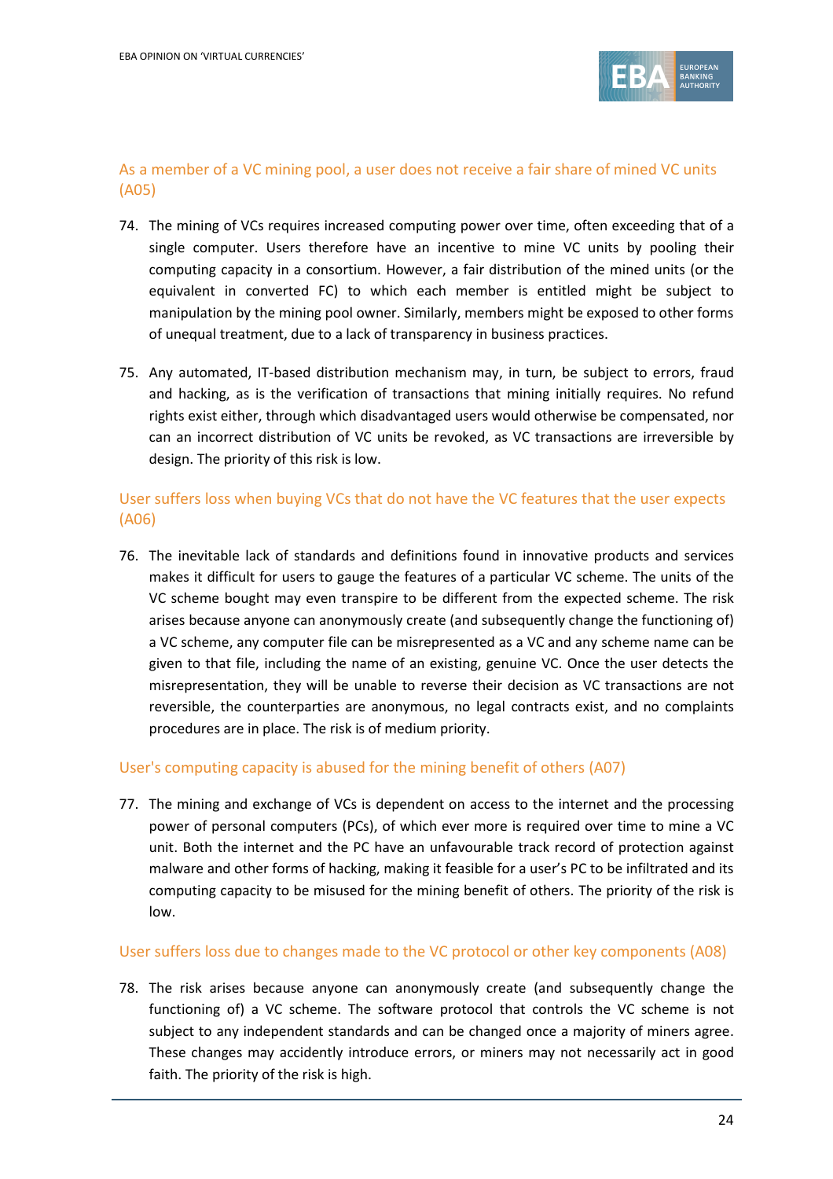### As a member of a VC mining pool, a user does not receive a fair share of mined VC units (A05)

74. The mining of VCs requires increased computing power over time, often exceeding that of a single computer. Users therefore have an incentive to mine VC units by pooling their computing capacity in a consortium. However, a fair distribution of the mined units (or the equivalent in converted FC) to which each member is entitled might be subject to manipulation by the mining pool owner. Similarly, members might be exposed to other forms of unequal treatment, due to a lack of transparency in business practices.

75. Any automated, IT-based distribution mechanism may, in turn, be subject to errors, fraud and hacking, as is the verification of transactions that mining initially requires. No refund rights exist either, through which disadvantaged users would otherwise be compensated, nor can an incorrect distribution of VC units be revoked, as VC transactions are irreversible by design. The priority of this risk is low.

### User suffers loss when buying VCs that do not have the VC features that the user expects (A06)

76. The inevitable lack of standards and definitions found in innovative products and services makes it difficult for users to gauge the features of a particular VC scheme. The units of the VC scheme bought may even transpire to be different from the expected scheme. The risk arises because anyone can anonymously create (and subsequently change the functioning of) a VC scheme, any computer file can be misrepresented as a VC and any scheme name can be given to that file, including the name of an existing, genuine VC. Once the user detects the misrepresentation, they will be unable to reverse their decision as VC transactions are not reversible, the counterparties are anonymous, no legal contracts exist, and no complaints procedures are in place. The risk is of medium priority.

### User's computing capacity is abused for the mining benefit of others (A07)

77. The mining and exchange of VCs is dependent on access to the internet and the processing power of personal computers (PCs), of which ever more is required over time to mine a VC unit. Both the internet and the PC have an unfavourable track record of protection against malware and other forms of hacking, making it feasible for a user's PC to be infiltrated and its computing capacity to be misused for the mining benefit of others. The priority of the risk is low.

### User suffers loss due to changes made to the VC protocol or other key components (A08)

78. The risk arises because anyone can anonymously create (and subsequently change the functioning of) a VC scheme. The software protocol that controls the VC scheme is not subject to any independent standards and can be changed once a majority of miners agree. These changes may accidently introduce errors, or miners may not necessarily act in good faith. The priority of the risk is high.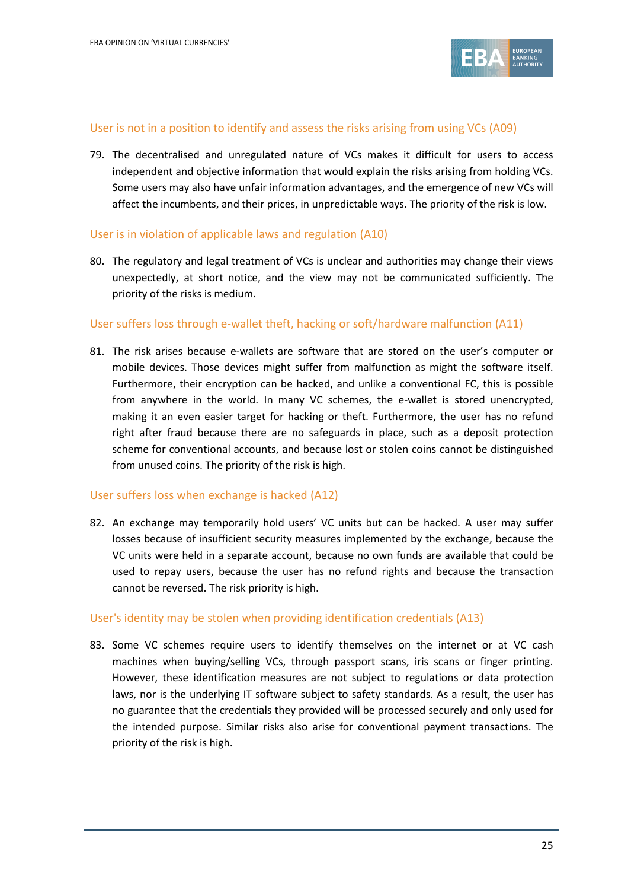### User is not in a position to identify and assess the risks arising from using VCs (A09)

79. The decentralised and unregulated nature of VCs makes it difficult for users to access independent and objective information that would explain the risks arising from holding VCs. Some users may also have unfair information advantages, and the emergence of new VCs will affect the incumbents, and their prices, in unpredictable ways. The priority of the risk is low.

### User is in violation of applicable laws and regulation (A10)

80. The regulatory and legal treatment of VCs is unclear and authorities may change their views unexpectedly, at short notice, and the view may not be communicated sufficiently. The priority of the risks is medium.

### User suffers loss through e-wallet theft, hacking or soft/hardware malfunction (A11)

81. The risk arises because e-wallets are software that are stored on the user's computer or mobile devices. Those devices might suffer from malfunction as might the software itself. Furthermore, their encryption can be hacked, and unlike a conventional FC, this is possible from anywhere in the world. In many VC schemes, the e-wallet is stored unencrypted, making it an even easier target for hacking or theft. Furthermore, the user has no refund right after fraud because there are no safeguards in place, such as a deposit protection scheme for conventional accounts, and because lost or stolen coins cannot be distinguished from unused coins. The priority of the risk is high.

### User suffers loss when exchange is hacked (A12)

82. An exchange may temporarily hold users' VC units but can be hacked. A user may suffer losses because of insufficient security measures implemented by the exchange, because the VC units were held in a separate account, because no own funds are available that could be used to repay users, because the user has no refund rights and because the transaction cannot be reversed. The risk priority is high.

### User's identity may be stolen when providing identification credentials (A13)

83. Some VC schemes require users to identify themselves on the internet or at VC cash machines when buying/selling VCs, through passport scans, iris scans or finger printing. However, these identification measures are not subject to regulations or data protection laws, nor is the underlying IT software subject to safety standards. As a result, the user has no guarantee that the credentials they provided will be processed securely and only used for the intended purpose. Similar risks also arise for conventional payment transactions. The priority of the risk is high.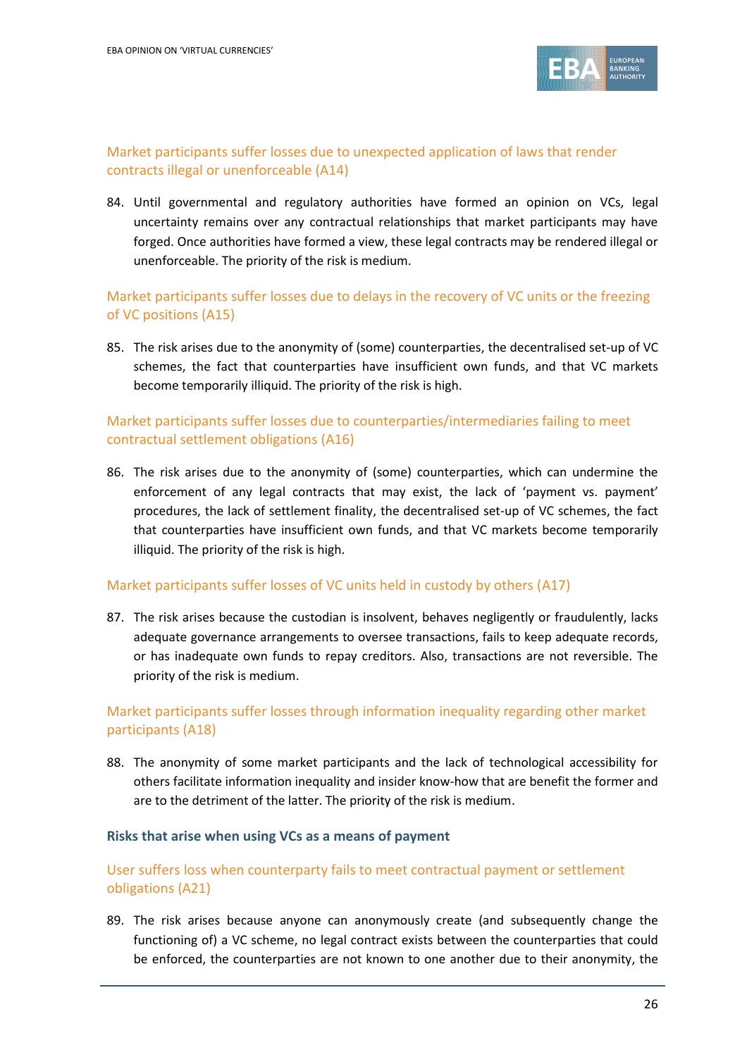### Market participants suffer losses due to unexpected application of laws that render contracts illegal or unenforceable (A14)

84. Until governmental and regulatory authorities have formed an opinion on VCs, legal uncertainty remains over any contractual relationships that market participants may have forged. Once authorities have formed a view, these legal contracts may be rendered illegal or unenforceable. The priority of the risk is medium.

### Market participants suffer losses due to delays in the recovery of VC units or the freezing of VC positions (A15)

85. The risk arises due to the anonymity of (some) counterparties, the decentralised set-up of VC schemes, the fact that counterparties have insufficient own funds, and that VC markets become temporarily illiquid. The priority of the risk is high.

### Market participants suffer losses due to counterparties/intermediaries failing to meet contractual settlement obligations (A16)

86. The risk arises due to the anonymity of (some) counterparties, which can undermine the enforcement of any legal contracts that may exist, the lack of 'payment vs. payment' procedures, the lack of settlement finality, the decentralised set-up of VC schemes, the fact that counterparties have insufficient own funds, and that VC markets become temporarily illiquid. The priority of the risk is high.

### Market participants suffer losses of VC units held in custody by others (A17)

87. The risk arises because the custodian is insolvent, behaves negligently or fraudulently, lacks adequate governance arrangements to oversee transactions, fails to keep adequate records, or has inadequate own funds to repay creditors. Also, transactions are not reversible. The priority of the risk is medium.

### Market participants suffer losses through information inequality regarding other market participants (A18)

88. The anonymity of some market participants and the lack of technological accessibility for others facilitate information inequality and insider know-how that are benefit the former and are to the detriment of the latter. The priority of the risk is medium.

## Risks that arise when using VCs as a means of payment

### User suffers loss when counterparty fails to meet contractual payment or settlement obligations (A21)

89. The risk arises because anyone can anonymously create (and subsequently change the functioning of) a VC scheme, no legal contract exists between the counterparties that could be enforced, the counterparties are not known to one another due to their anonymity, the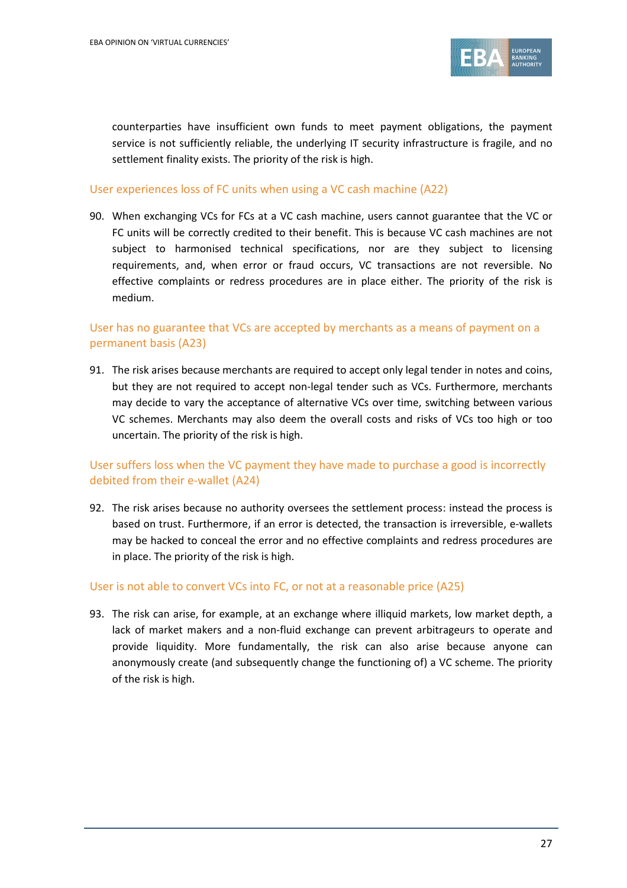counterparties have insufficient own funds to meet payment obligations, the payment service is not sufficiently reliable, the underlying IT security infrastructure is fragile, and no settlement finality exists. The priority of the risk is high.

### User experiences loss of FC units when using a VC cash machine (A22)

90. When exchanging VCs for FCs at a VC cash machine, users cannot guarantee that the VC or FC units will be correctly credited to their benefit. This is because VC cash machines are not subject to harmonised technical specifications, nor are they subject to licensing requirements, and, when error or fraud occurs, VC transactions are not reversible. No effective complaints or redress procedures are in place either. The priority of the risk is medium.

### User has no guarantee that VCs are accepted by merchants as a means of payment on a permanent basis (A23)

91. The risk arises because merchants are required to accept only legal tender in notes and coins, but they are not required to accept non-legal tender such as VCs. Furthermore, merchants may decide to vary the acceptance of alternative VCs over time, switching between various VC schemes. Merchants may also deem the overall costs and risks of VCs too high or too uncertain. The priority of the risk is high.

### User suffers loss when the VC payment they have made to purchase a good is incorrectly debited from their e-wallet (A24)

92. The risk arises because no authority oversees the settlement process: instead the process is based on trust. Furthermore, if an error is detected, the transaction is irreversible, e-wallets may be hacked to conceal the error and no effective complaints and redress procedures are in place. The priority of the risk is high.

### User is not able to convert VCs into FC, or not at a reasonable price (A25)

93. The risk can arise, for example, at an exchange where illiquid markets, low market depth, a lack of market makers and a non-fluid exchange can prevent arbitrageurs to operate and provide liquidity. More fundamentally, the risk can also arise because anyone can anonymously create (and subsequently change the functioning of) a VC scheme. The priority of the risk is high.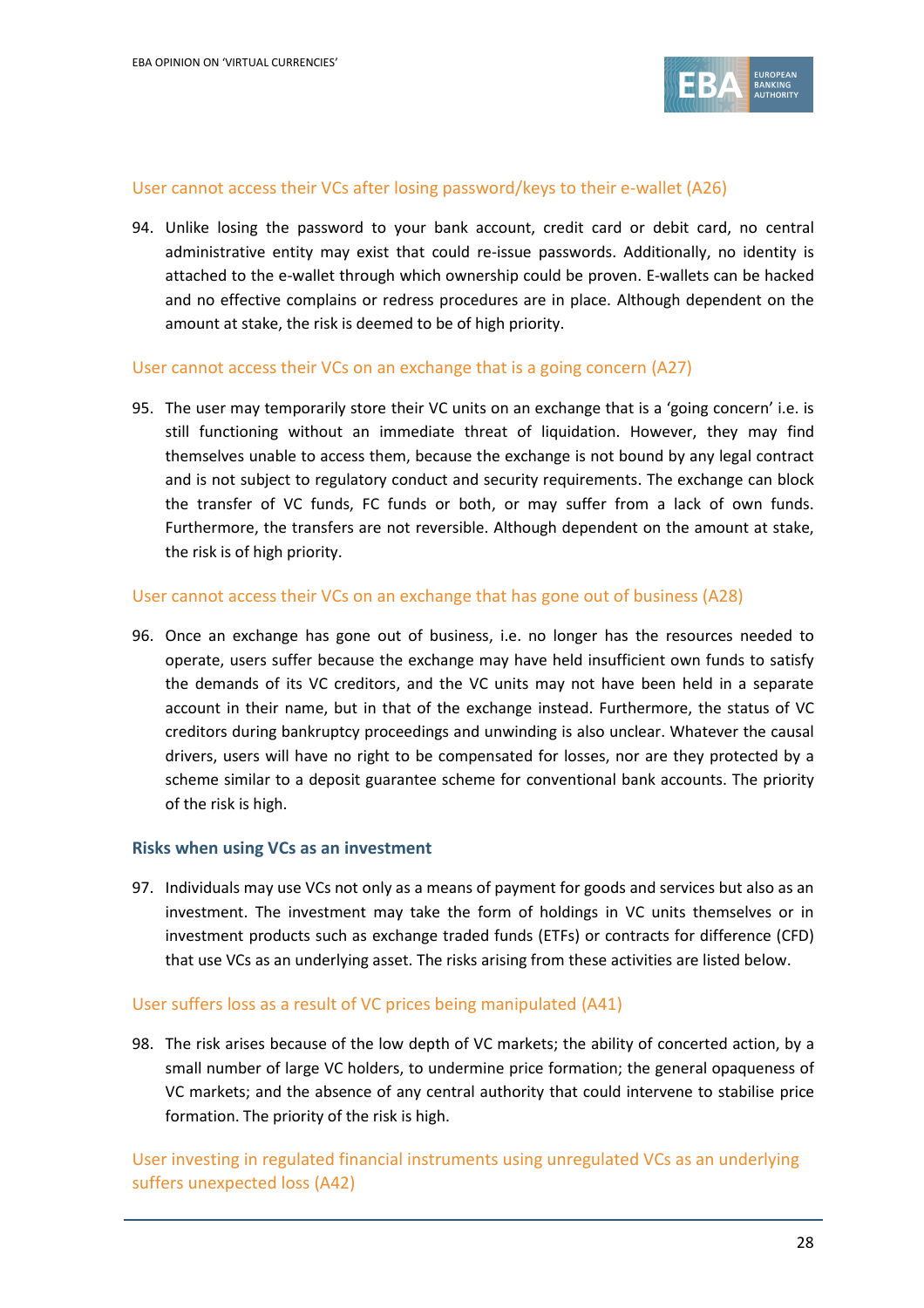### User cannot access their VCs after losing password/keys to their e-wallet (A26)

94. Unlike losing the password to your bank account, credit card or debit card, no central administrative entity may exist that could re-issue passwords. Additionally, no identity is attached to the e-wallet through which ownership could be proven. E-wallets can be hacked and no effective complains or redress procedures are in place. Although dependent on the amount at stake, the risk is deemed to be of high priority.

### User cannot access their VCs on an exchange that is a going concern (A27)

95. The user may temporarily store their VC units on an exchange that is a 'going concern' i.e. is still functioning without an immediate threat of liquidation. However, they may find themselves unable to access them, because the exchange is not bound by any legal contract and is not subject to regulatory conduct and security requirements. The exchange can block the transfer of VC funds, FC funds or both, or may suffer from a lack of own funds. Furthermore, the transfers are not reversible. Although dependent on the amount at stake, the risk is of high priority.

### User cannot access their VCs on an exchange that has gone out of business (A28)

96. Once an exchange has gone out of business, i.e. no longer has the resources needed to operate, users suffer because the exchange may have held insufficient own funds to satisfy the demands of its VC creditors, and the VC units may not have been held in a separate account in their name, but in that of the exchange instead. Furthermore, the status of VC creditors during bankruptcy proceedings and unwinding is also unclear. Whatever the causal drivers, users will have no right to be compensated for losses, nor are they protected by a scheme similar to a deposit guarantee scheme for conventional bank accounts. The priority of the risk is high.

## Risks when using VCs as an investment

97. Individuals may use VCs not only as a means of payment for goods and services but also as an investment. The investment may take the form of holdings in VC units themselves or in investment products such as exchange traded funds (ETFs) or contracts for difference (CFD) that use VCs as an underlying asset. The risks arising from these activities are listed below.

### User suffers loss as a result of VC prices being manipulated (A41)

98. The risk arises because of the low depth of VC markets; the ability of concerted action, by a small number of large VC holders, to undermine price formation; the general opaqueness of VC markets; and the absence of any central authority that could intervene to stabilise price formation. The priority of the risk is high.

### User investing in regulated financial instruments using unregulated VCs as an underlying suffers unexpected loss (A42)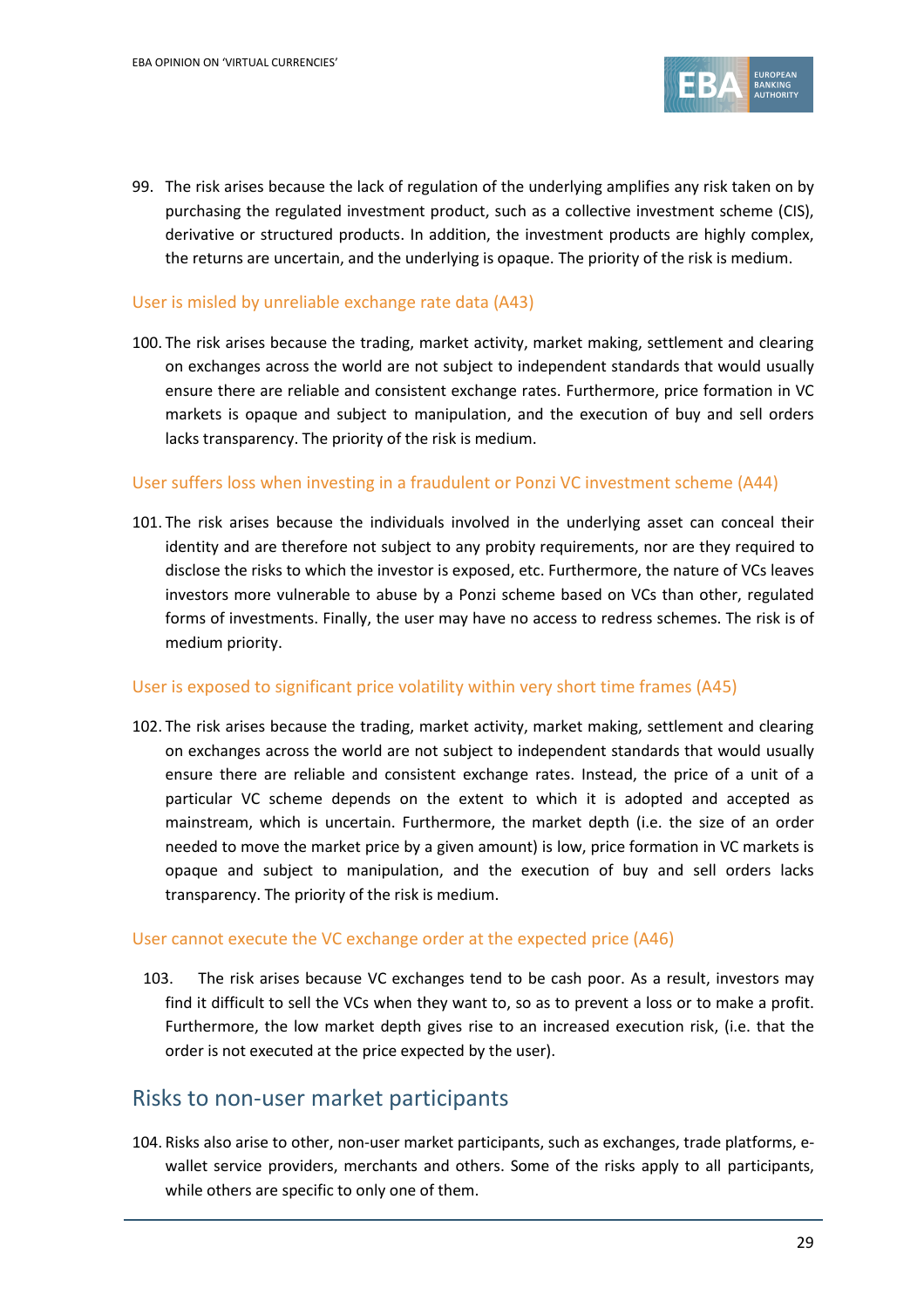99. The risk arises because the lack of regulation of the underlying amplifies any risk taken on by purchasing the regulated investment product, such as a collective investment scheme (CIS), derivative or structured products. In addition, the investment products are highly complex, the returns are uncertain, and the underlying is opaque. The priority of the risk is medium.

### User is misled by unreliable exchange rate data (A43)

100. The risk arises because the trading, market activity, market making, settlement and clearing on exchanges across the world are not subject to independent standards that would usually ensure there are reliable and consistent exchange rates. Furthermore, price formation in VC markets is opaque and subject to manipulation, and the execution of buy and sell orders lacks transparency. The priority of the risk is medium.

### User suffers loss when investing in a fraudulent or Ponzi VC investment scheme (A44)

101. The risk arises because the individuals involved in the underlying asset can conceal their identity and are therefore not subject to any probity requirements, nor are they required to disclose the risks to which the investor is exposed, etc. Furthermore, the nature of VCs leaves investors more vulnerable to abuse by a Ponzi scheme based on VCs than other, regulated forms of investments. Finally, the user may have no access to redress schemes. The risk is of medium priority.

### User is exposed to significant price volatility within very short time frames (A45)

102. The risk arises because the trading, market activity, market making, settlement and clearing on exchanges across the world are not subject to independent standards that would usually ensure there are reliable and consistent exchange rates. Instead, the price of a unit of a particular VC scheme depends on the extent to which it is adopted and accepted as mainstream, which is uncertain. Furthermore, the market depth (i.e. the size of an order needed to move the market price by a given amount) is low, price formation in VC markets is opaque and subject to manipulation, and the execution of buy and sell orders lacks transparency. The priority of the risk is medium.

### User cannot execute the VC exchange order at the expected price (A46)

103. The risk arises because VC exchanges tend to be cash poor. As a result, investors may find it difficult to sell the VCs when they want to, so as to prevent a loss or to make a profit. Furthermore, the low market depth gives rise to an increased execution risk, (i.e. that the order is not executed at the price expected by the user).

## Risks to non-user market participants

104. Risks also arise to other, non-user market participants, such as exchanges, trade platforms, e-wallet service providers, merchants and others. Some of the risks apply to all participants, while others are specific to only one of them.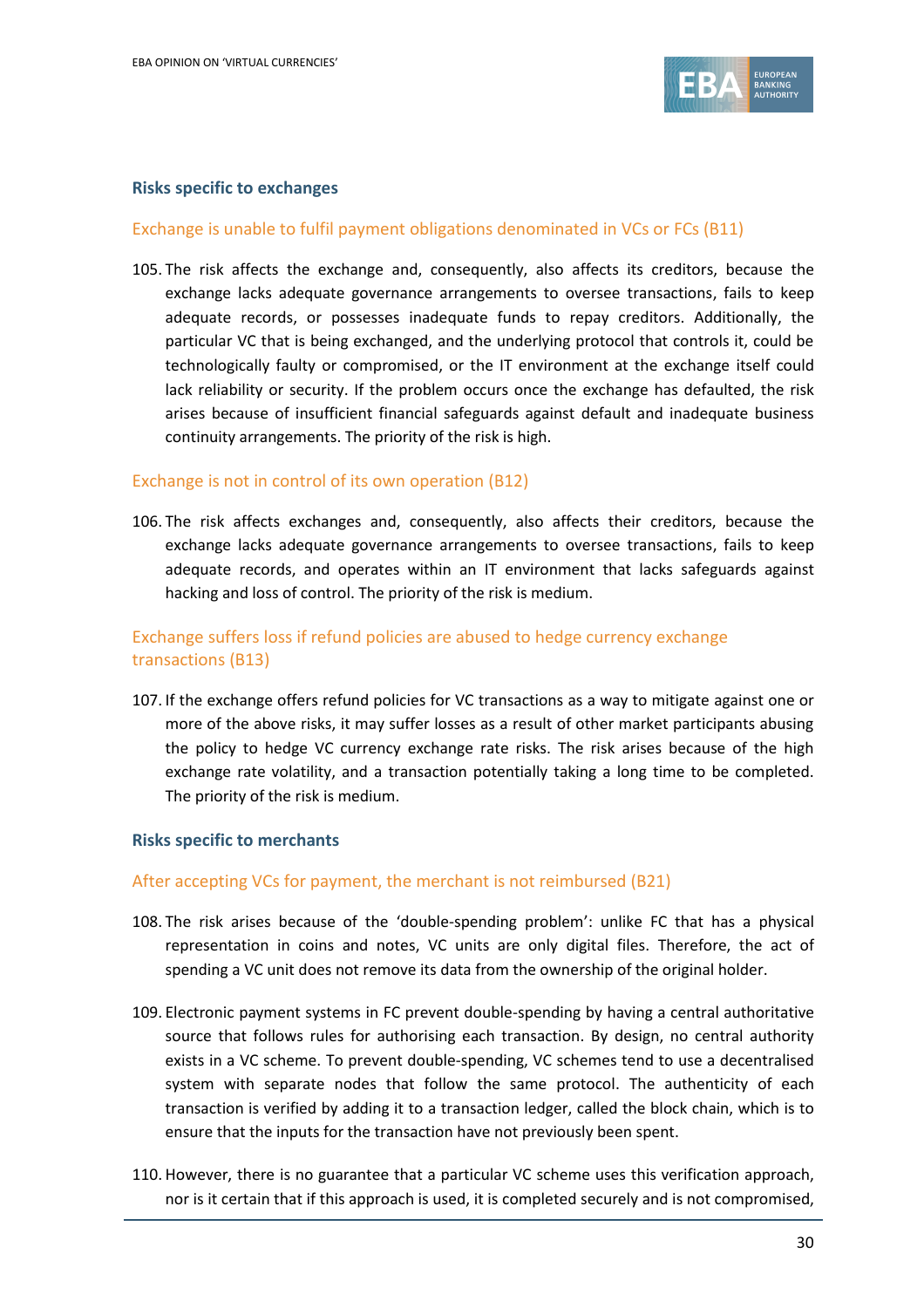### Risks specific to exchanges

#### Exchange is unable to fulfil payment obligations denominated in VCs or FCs (B11)

105. The risk affects the exchange and, consequently, also affects its creditors, because the exchange lacks adequate governance arrangements to oversee transactions, fails to keep adequate records, or possesses inadequate funds to repay creditors. Additionally, the particular VC that is being exchanged, and the underlying protocol that controls it, could be technologically faulty or compromised, or the IT environment at the exchange itself could lack reliability or security. If the problem occurs once the exchange has defaulted, the risk arises because of insufficient financial safeguards against default and inadequate business continuity arrangements. The priority of the risk is high.

#### Exchange is not in control of its own operation (B12)

106. The risk affects exchanges and, consequently, also affects their creditors, because the exchange lacks adequate governance arrangements to oversee transactions, fails to keep adequate records, and operates within an IT environment that lacks safeguards against hacking and loss of control. The priority of the risk is medium.

#### Exchange suffers loss if refund policies are abused to hedge currency exchange transactions (B13)

107. If the exchange offers refund policies for VC transactions as a way to mitigate against one or more of the above risks, it may suffer losses as a result of other market participants abusing the policy to hedge VC currency exchange rate risks. The risk arises because of the high exchange rate volatility, and a transaction potentially taking a long time to be completed. The priority of the risk is medium.

### Risks specific to merchants

#### After accepting VCs for payment, the merchant is not reimbursed (B21)

108. The risk arises because of the 'double-spending problem': unlike FC that has a physical representation in coins and notes, VC units are only digital files. Therefore, the act of spending a VC unit does not remove its data from the ownership of the original holder.

109. Electronic payment systems in FC prevent double-spending by having a central authoritative source that follows rules for authorising each transaction. By design, no central authority exists in a VC scheme. To prevent double-spending, VC schemes tend to use a decentralised system with separate nodes that follow the same protocol. The authenticity of each transaction is verified by adding it to a transaction ledger, called the block chain, which is to ensure that the inputs for the transaction have not previously been spent.

110. However, there is no guarantee that a particular VC scheme uses this verification approach, nor is it certain that if this approach is used, it is completed securely and is not compromised,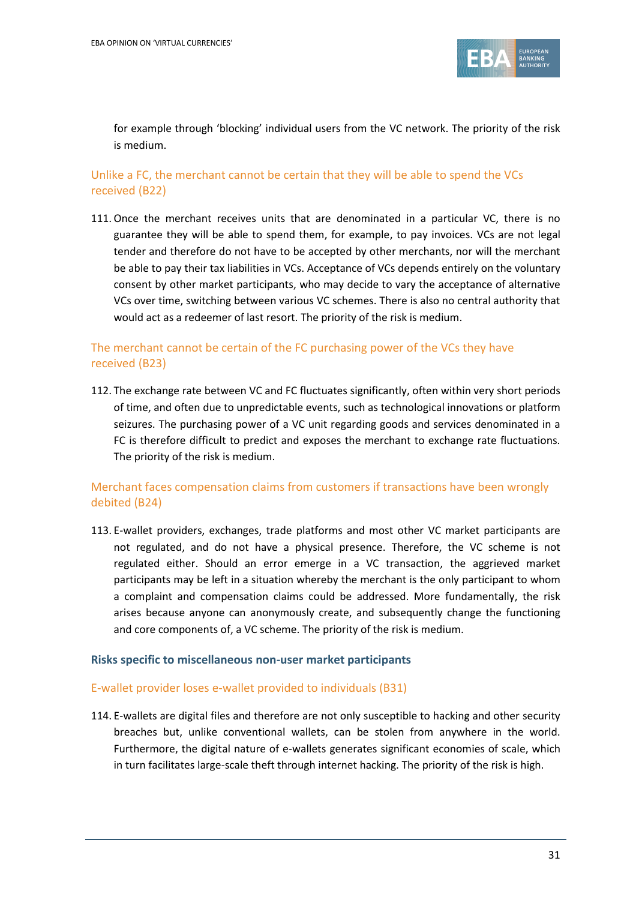for example through 'blocking' individual users from the VC network. The priority of the risk is medium.

### Unlike a FC, the merchant cannot be certain that they will be able to spend the VCs received (B22)

111. Once the merchant receives units that are denominated in a particular VC, there is no guarantee they will be able to spend them, for example, to pay invoices. VCs are not legal tender and therefore do not have to be accepted by other merchants, nor will the merchant be able to pay their tax liabilities in VCs. Acceptance of VCs depends entirely on the voluntary consent by other market participants, who may decide to vary the acceptance of alternative VCs over time, switching between various VC schemes. There is also no central authority that would act as a redeemer of last resort. The priority of the risk is medium.

### The merchant cannot be certain of the FC purchasing power of the VCs they have received (B23)

112. The exchange rate between VC and FC fluctuates significantly, often within very short periods of time, and often due to unpredictable events, such as technological innovations or platform seizures. The purchasing power of a VC unit regarding goods and services denominated in a FC is therefore difficult to predict and exposes the merchant to exchange rate fluctuations. The priority of the risk is medium.

### Merchant faces compensation claims from customers if transactions have been wrongly debited (B24)

113. E-wallet providers, exchanges, trade platforms and most other VC market participants are not regulated, and do not have a physical presence. Therefore, the VC scheme is not regulated either. Should an error emerge in a VC transaction, the aggrieved market participants may be left in a situation whereby the merchant is the only participant to whom a complaint and compensation claims could be addressed. More fundamentally, the risk arises because anyone can anonymously create, and subsequently change the functioning and core components of, a VC scheme. The priority of the risk is medium.

## Risks specific to miscellaneous non-user market participants

### E-wallet provider loses e-wallet provided to individuals (B31)

114. E-wallets are digital files and therefore are not only susceptible to hacking and other security breaches but, unlike conventional wallets, can be stolen from anywhere in the world. Furthermore, the digital nature of e-wallets generates significant economies of scale, which in turn facilitates large-scale theft through internet hacking. The priority of the risk is high.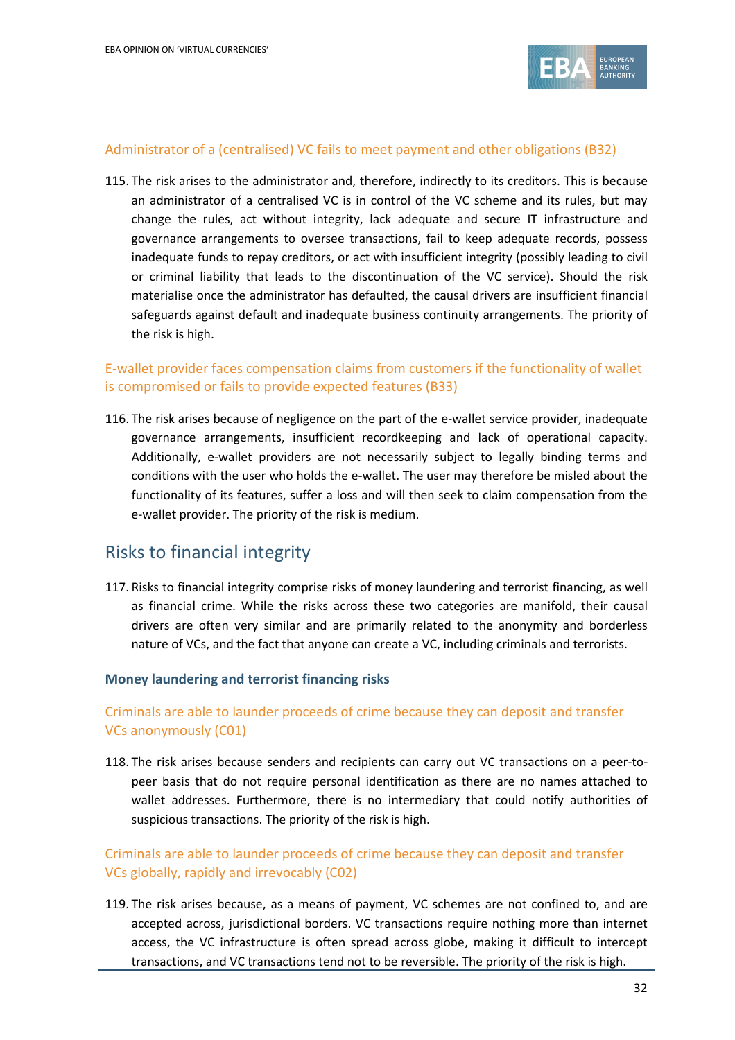### Administrator of a (centralised) VC fails to meet payment and other obligations (B32)

115. The risk arises to the administrator and, therefore, indirectly to its creditors. This is because an administrator of a centralised VC is in control of the VC scheme and its rules, but may change the rules, act without integrity, lack adequate and secure IT infrastructure and governance arrangements to oversee transactions, fail to keep adequate records, possess inadequate funds to repay creditors, or act with insufficient integrity (possibly leading to civil or criminal liability that leads to the discontinuation of the VC service). Should the risk materialise once the administrator has defaulted, the causal drivers are insufficient financial safeguards against default and inadequate business continuity arrangements. The priority of the risk is high.

### E-wallet provider faces compensation claims from customers if the functionality of wallet is compromised or fails to provide expected features (B33)

116. The risk arises because of negligence on the part of the e-wallet service provider, inadequate governance arrangements, insufficient recordkeeping and lack of operational capacity. Additionally, e-wallet providers are not necessarily subject to legally binding terms and conditions with the user who holds the e-wallet. The user may therefore be misled about the functionality of its features, suffer a loss and will then seek to claim compensation from the e-wallet provider. The priority of the risk is medium.

## Risks to financial integrity

117. Risks to financial integrity comprise risks of money laundering and terrorist financing, as well as financial crime. While the risks across these two categories are manifold, their causal drivers are often very similar and are primarily related to the anonymity and borderless nature of VCs, and the fact that anyone can create a VC, including criminals and terrorists.

**Money laundering and terrorist financing risks**

### Criminals are able to launder proceeds of crime because they can deposit and transfer VCs anonymously (C01)

118. The risk arises because senders and recipients can carry out VC transactions on a peer-to-peer basis that do not require personal identification as there are no names attached to wallet addresses. Furthermore, there is no intermediary that could notify authorities of suspicious transactions. The priority of the risk is high.

### Criminals are able to launder proceeds of crime because they can deposit and transfer VCs globally, rapidly and irrevocably (C02)

119. The risk arises because, as a means of payment, VC schemes are not confined to, and are accepted across, jurisdictional borders. VC transactions require nothing more than internet access, the VC infrastructure is often spread across globe, making it difficult to intercept transactions, and VC transactions tend not to be reversible. The priority of the risk is high.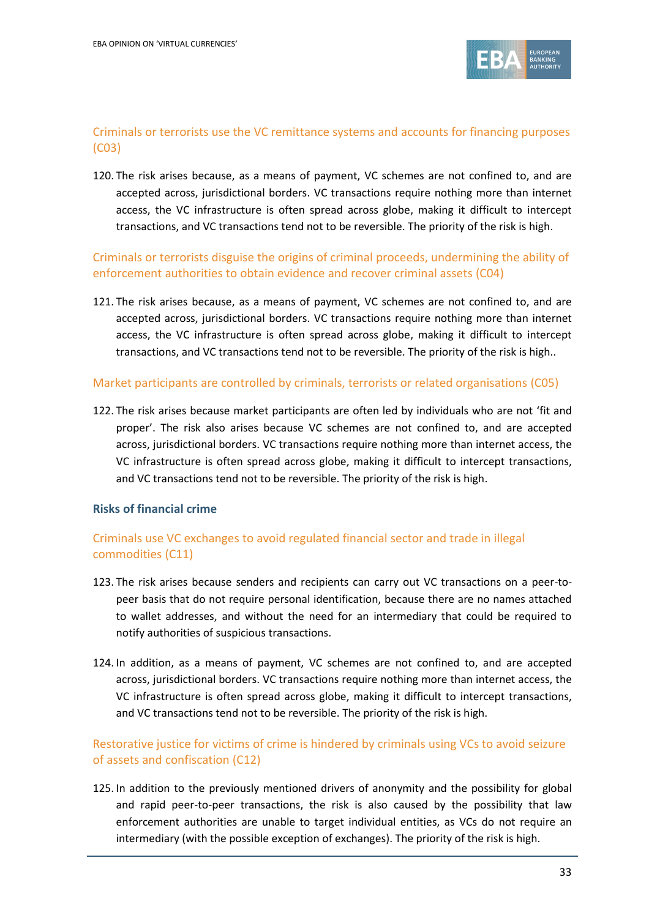### Criminals or terrorists use the VC remittance systems and accounts for financing purposes (C03)

120. The risk arises because, as a means of payment, VC schemes are not confined to, and are accepted across, jurisdictional borders. VC transactions require nothing more than internet access, the VC infrastructure is often spread across globe, making it difficult to intercept transactions, and VC transactions tend not to be reversible. The priority of the risk is high.

### Criminals or terrorists disguise the origins of criminal proceeds, undermining the ability of enforcement authorities to obtain evidence and recover criminal assets (C04)

121. The risk arises because, as a means of payment, VC schemes are not confined to, and are accepted across, jurisdictional borders. VC transactions require nothing more than internet access, the VC infrastructure is often spread across globe, making it difficult to intercept transactions, and VC transactions tend not to be reversible. The priority of the risk is high..

### Market participants are controlled by criminals, terrorists or related organisations (C05)

122. The risk arises because market participants are often led by individuals who are not 'fit and proper'. The risk also arises because VC schemes are not confined to, and are accepted across, jurisdictional borders. VC transactions require nothing more than internet access, the VC infrastructure is often spread across globe, making it difficult to intercept transactions, and VC transactions tend not to be reversible. The priority of the risk is high.

## Risks of financial crime

### Criminals use VC exchanges to avoid regulated financial sector and trade in illegal commodities (C11)

123. The risk arises because senders and recipients can carry out VC transactions on a peer-to-peer basis that do not require personal identification, because there are no names attached to wallet addresses, and without the need for an intermediary that could be required to notify authorities of suspicious transactions.

124. In addition, as a means of payment, VC schemes are not confined to, and are accepted across, jurisdictional borders. VC transactions require nothing more than internet access, the VC infrastructure is often spread across globe, making it difficult to intercept transactions, and VC transactions tend not to be reversible. The priority of the risk is high.

### Restorative justice for victims of crime is hindered by criminals using VCs to avoid seizure of assets and confiscation (C12)

125. In addition to the previously mentioned drivers of anonymity and the possibility for global and rapid peer-to-peer transactions, the risk is also caused by the possibility that law enforcement authorities are unable to target individual entities, as VCs do not require an intermediary (with the possible exception of exchanges). The priority of the risk is high.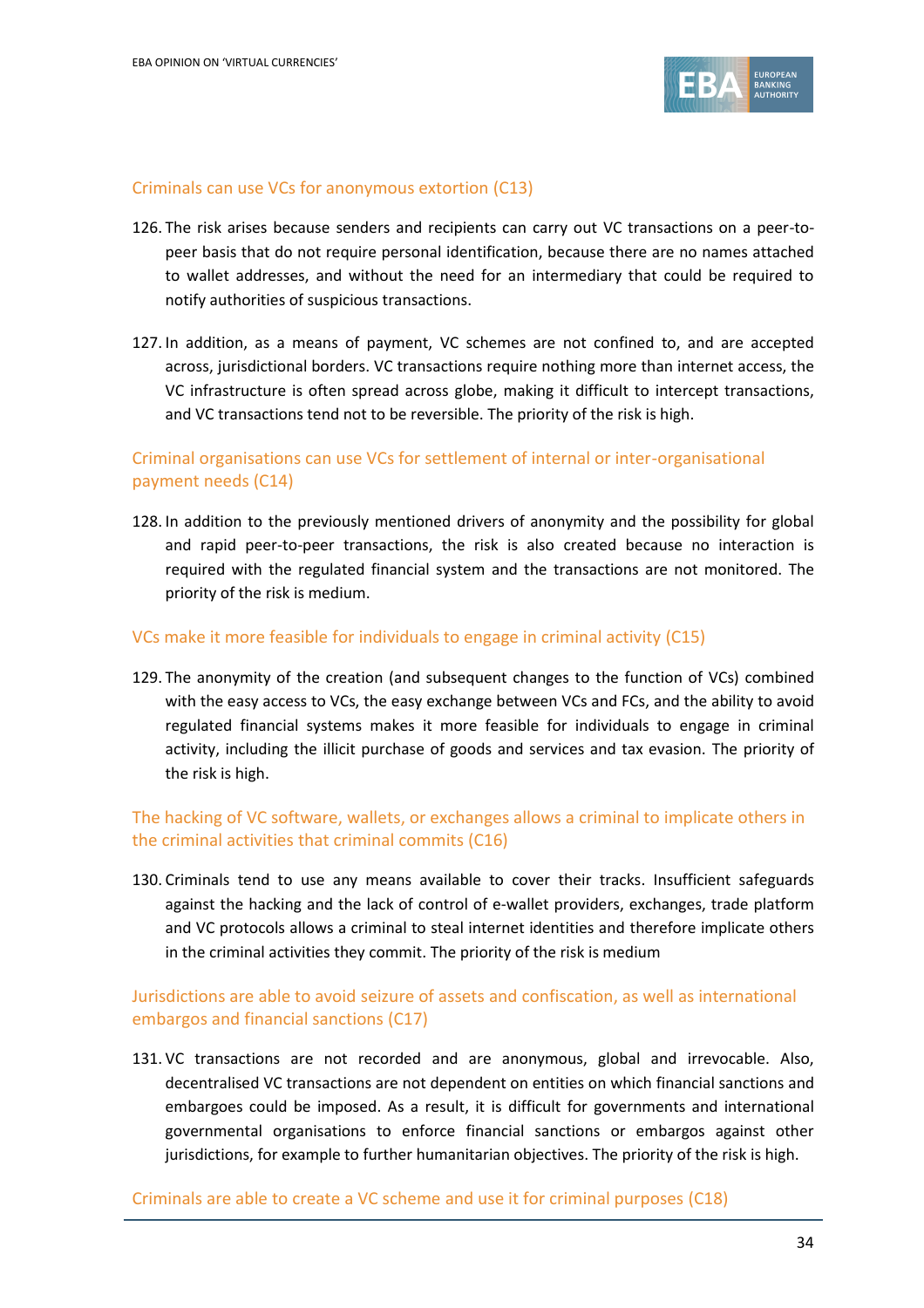### Criminals can use VCs for anonymous extortion (C13)

126. The risk arises because senders and recipients can carry out VC transactions on a peer-to-peer basis that do not require personal identification, because there are no names attached to wallet addresses, and without the need for an intermediary that could be required to notify authorities of suspicious transactions.

127. In addition, as a means of payment, VC schemes are not confined to, and are accepted across, jurisdictional borders. VC transactions require nothing more than internet access, the VC infrastructure is often spread across globe, making it difficult to intercept transactions, and VC transactions tend not to be reversible. The priority of the risk is high.

### Criminal organisations can use VCs for settlement of internal or inter-organisational payment needs (C14)

128. In addition to the previously mentioned drivers of anonymity and the possibility for global and rapid peer-to-peer transactions, the risk is also created because no interaction is required with the regulated financial system and the transactions are not monitored. The priority of the risk is medium.

### VCs make it more feasible for individuals to engage in criminal activity (C15)

129. The anonymity of the creation (and subsequent changes to the function of VCs) combined with the easy access to VCs, the easy exchange between VCs and FCs, and the ability to avoid regulated financial systems makes it more feasible for individuals to engage in criminal activity, including the illicit purchase of goods and services and tax evasion. The priority of the risk is high.

### The hacking of VC software, wallets, or exchanges allows a criminal to implicate others in the criminal activities that criminal commits (C16)

130. Criminals tend to use any means available to cover their tracks. Insufficient safeguards against the hacking and the lack of control of e-wallet providers, exchanges, trade platform and VC protocols allows a criminal to steal internet identities and therefore implicate others in the criminal activities they commit. The priority of the risk is medium

### Jurisdictions are able to avoid seizure of assets and confiscation, as well as international embargos and financial sanctions (C17)

131. VC transactions are not recorded and are anonymous, global and irrevocable. Also, decentralised VC transactions are not dependent on entities on which financial sanctions and embargoes could be imposed. As a result, it is difficult for governments and international governmental organisations to enforce financial sanctions or embargos against other jurisdictions, for example to further humanitarian objectives. The priority of the risk is high.

### Criminals are able to create a VC scheme and use it for criminal purposes (C18)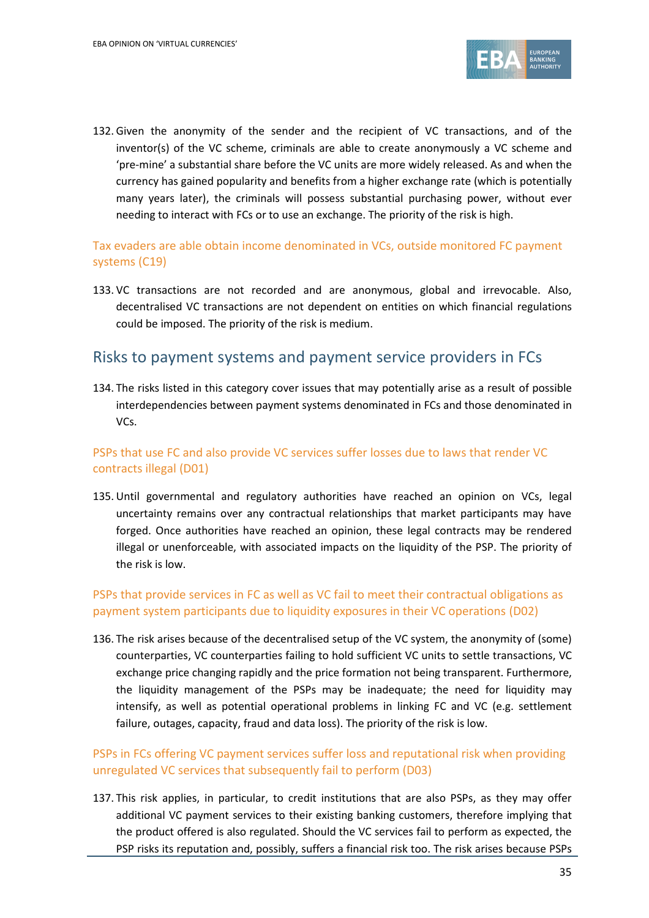132. Given the anonymity of the sender and the recipient of VC transactions, and of the inventor(s) of the VC scheme, criminals are able to create anonymously a VC scheme and 'pre-mine' a substantial share before the VC units are more widely released. As and when the currency has gained popularity and benefits from a higher exchange rate (which is potentially many years later), the criminals will possess substantial purchasing power, without ever needing to interact with FCs or to use an exchange. The priority of the risk is high.

### Tax evaders are able obtain income denominated in VCs, outside monitored FC payment systems (C19)

133. VC transactions are not recorded and are anonymous, global and irrevocable. Also, decentralised VC transactions are not dependent on entities on which financial regulations could be imposed. The priority of the risk is medium.

## Risks to payment systems and payment service providers in FCs

134. The risks listed in this category cover issues that may potentially arise as a result of possible interdependencies between payment systems denominated in FCs and those denominated in VCs.

### PSPs that use FC and also provide VC services suffer losses due to laws that render VC contracts illegal (D01)

135. Until governmental and regulatory authorities have reached an opinion on VCs, legal uncertainty remains over any contractual relationships that market participants may have forged. Once authorities have reached an opinion, these legal contracts may be rendered illegal or unenforceable, with associated impacts on the liquidity of the PSP. The priority of the risk is low.

### PSPs that provide services in FC as well as VC fail to meet their contractual obligations as payment system participants due to liquidity exposures in their VC operations (D02)

136. The risk arises because of the decentralised setup of the VC system, the anonymity of (some) counterparties, VC counterparties failing to hold sufficient VC units to settle transactions, VC exchange price changing rapidly and the price formation not being transparent. Furthermore, the liquidity management of the PSPs may be inadequate; the need for liquidity may intensify, as well as potential operational problems in linking FC and VC (e.g. settlement failure, outages, capacity, fraud and data loss). The priority of the risk is low.

### PSPs in FCs offering VC payment services suffer loss and reputational risk when providing unregulated VC services that subsequently fail to perform (D03)

137. This risk applies, in particular, to credit institutions that are also PSPs, as they may offer additional VC payment services to their existing banking customers, therefore implying that the product offered is also regulated. Should the VC services fail to perform as expected, the PSP risks its reputation and, possibly, suffers a financial risk too. The risk arises because PSPs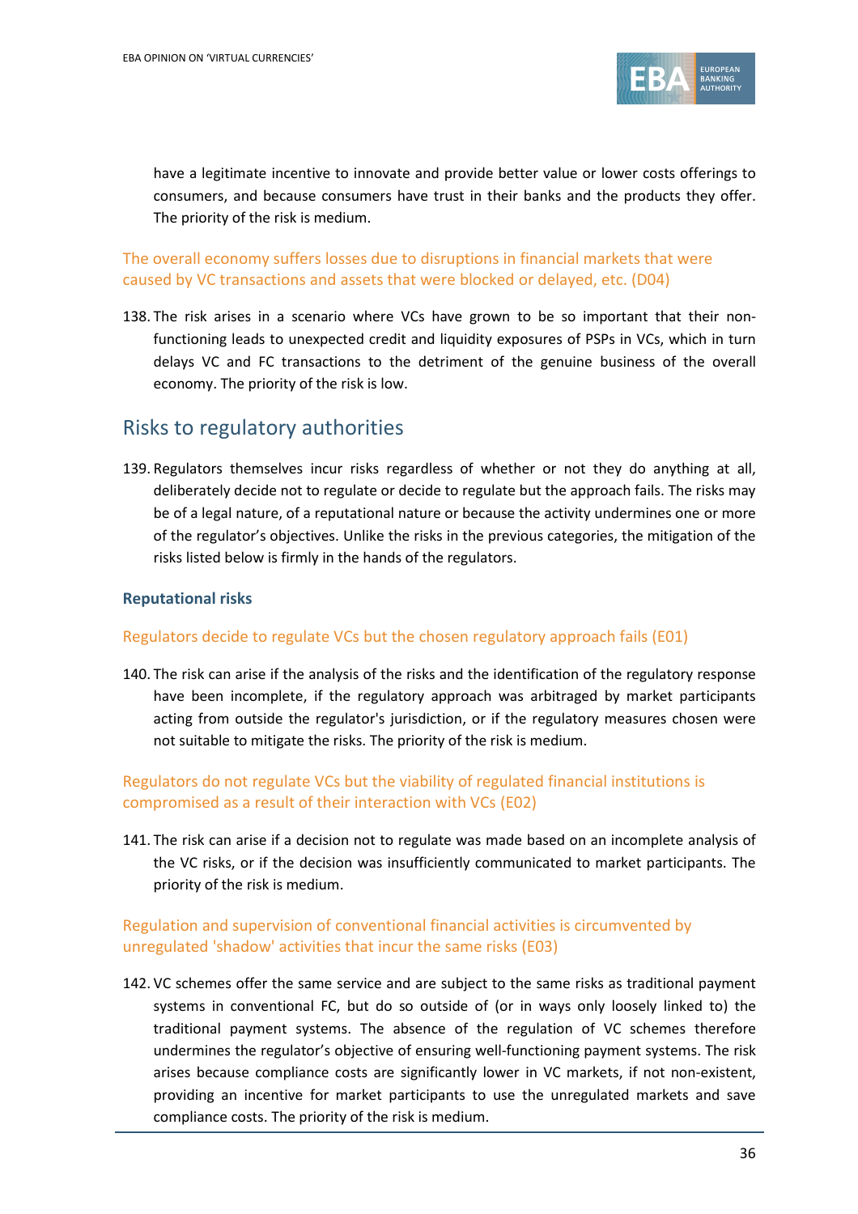have a legitimate incentive to innovate and provide better value or lower costs offerings to consumers, and because consumers have trust in their banks and the products they offer. The priority of the risk is medium.

#### The overall economy suffers losses due to disruptions in financial markets that were caused by VC transactions and assets that were blocked or delayed, etc. (D04)

138. The risk arises in a scenario where VCs have grown to be so important that their non-functioning leads to unexpected credit and liquidity exposures of PSPs in VCs, which in turn delays VC and FC transactions to the detriment of the genuine business of the overall economy. The priority of the risk is low.

## Risks to regulatory authorities

139. Regulators themselves incur risks regardless of whether or not they do anything at all, deliberately decide not to regulate or decide to regulate but the approach fails. The risks may be of a legal nature, of a reputational nature or because the activity undermines one or more of the regulator's objectives. Unlike the risks in the previous categories, the mitigation of the risks listed below is firmly in the hands of the regulators.

### Reputational risks

#### Regulators decide to regulate VCs but the chosen regulatory approach fails (E01)

140. The risk can arise if the analysis of the risks and the identification of the regulatory response have been incomplete, if the regulatory approach was arbitraged by market participants acting from outside the regulator's jurisdiction, or if the regulatory measures chosen were not suitable to mitigate the risks. The priority of the risk is medium.

#### Regulators do not regulate VCs but the viability of regulated financial institutions is compromised as a result of their interaction with VCs (E02)

141. The risk can arise if a decision not to regulate was made based on an incomplete analysis of the VC risks, or if the decision was insufficiently communicated to market participants. The priority of the risk is medium.

#### Regulation and supervision of conventional financial activities is circumvented by unregulated 'shadow' activities that incur the same risks (E03)

142. VC schemes offer the same service and are subject to the same risks as traditional payment systems in conventional FC, but do so outside of (or in ways only loosely linked to) the traditional payment systems. The absence of the regulation of VC schemes therefore undermines the regulator's objective of ensuring well-functioning payment systems. The risk arises because compliance costs are significantly lower in VC markets, if not non-existent, providing an incentive for market participants to use the unregulated markets and save compliance costs. The priority of the risk is medium.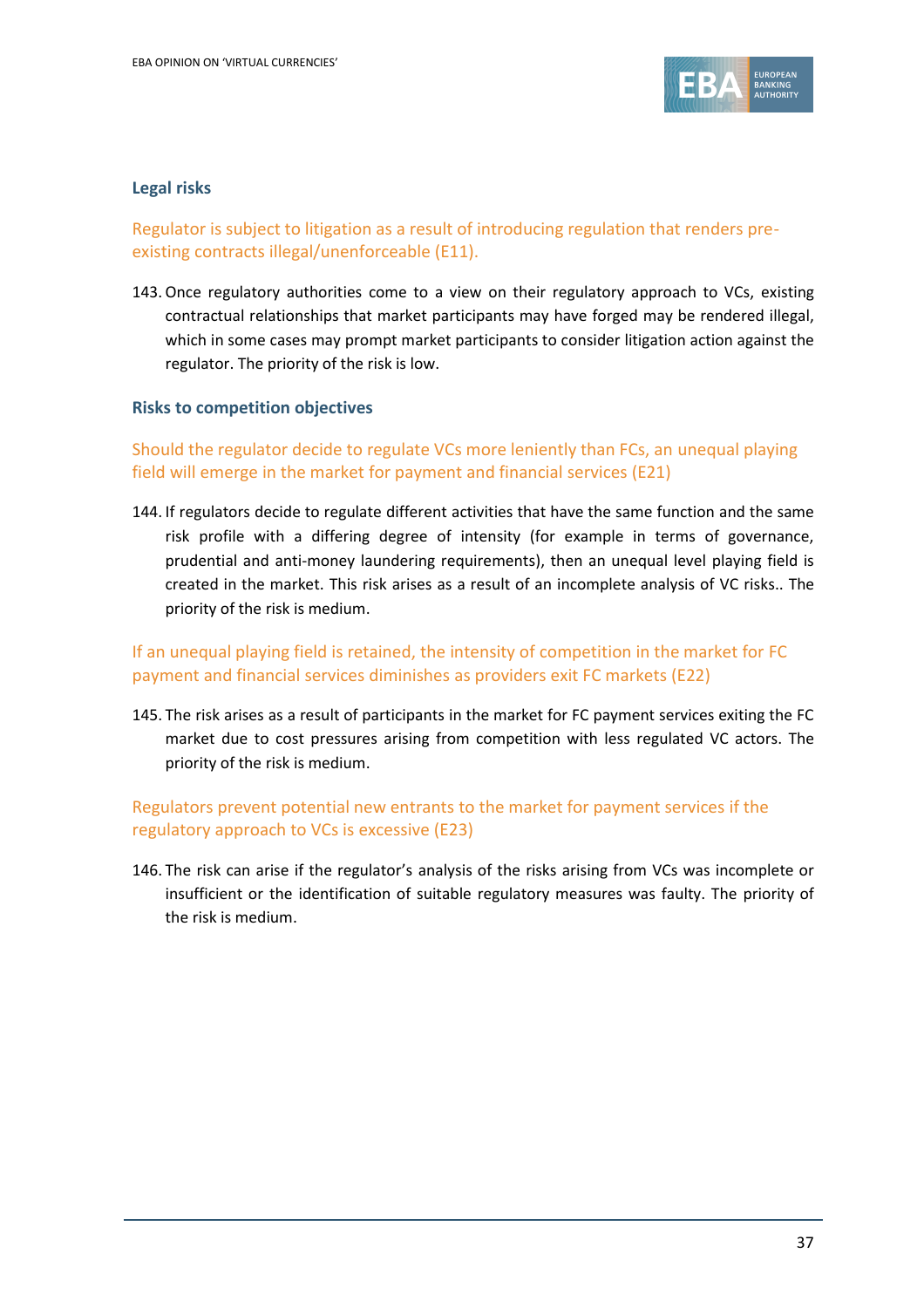### Legal risks

#### Regulator is subject to litigation as a result of introducing regulation that renders pre-existing contracts illegal/unenforceable (E11).

143. Once regulatory authorities come to a view on their regulatory approach to VCs, existing contractual relationships that market participants may have forged may be rendered illegal, which in some cases may prompt market participants to consider litigation action against the regulator. The priority of the risk is low.

### Risks to competition objectives

#### Should the regulator decide to regulate VCs more leniently than FCs, an unequal playing field will emerge in the market for payment and financial services (E21)

144. If regulators decide to regulate different activities that have the same function and the same risk profile with a differing degree of intensity (for example in terms of governance, prudential and anti-money laundering requirements), then an unequal level playing field is created in the market. This risk arises as a result of an incomplete analysis of VC risks.. The priority of the risk is medium.

#### If an unequal playing field is retained, the intensity of competition in the market for FC payment and financial services diminishes as providers exit FC markets (E22)

145. The risk arises as a result of participants in the market for FC payment services exiting the FC market due to cost pressures arising from competition with less regulated VC actors. The priority of the risk is medium.

#### Regulators prevent potential new entrants to the market for payment services if the regulatory approach to VCs is excessive (E23)

146. The risk can arise if the regulator's analysis of the risks arising from VCs was incomplete or insufficient or the identification of suitable regulatory measures was faulty. The priority of the risk is medium.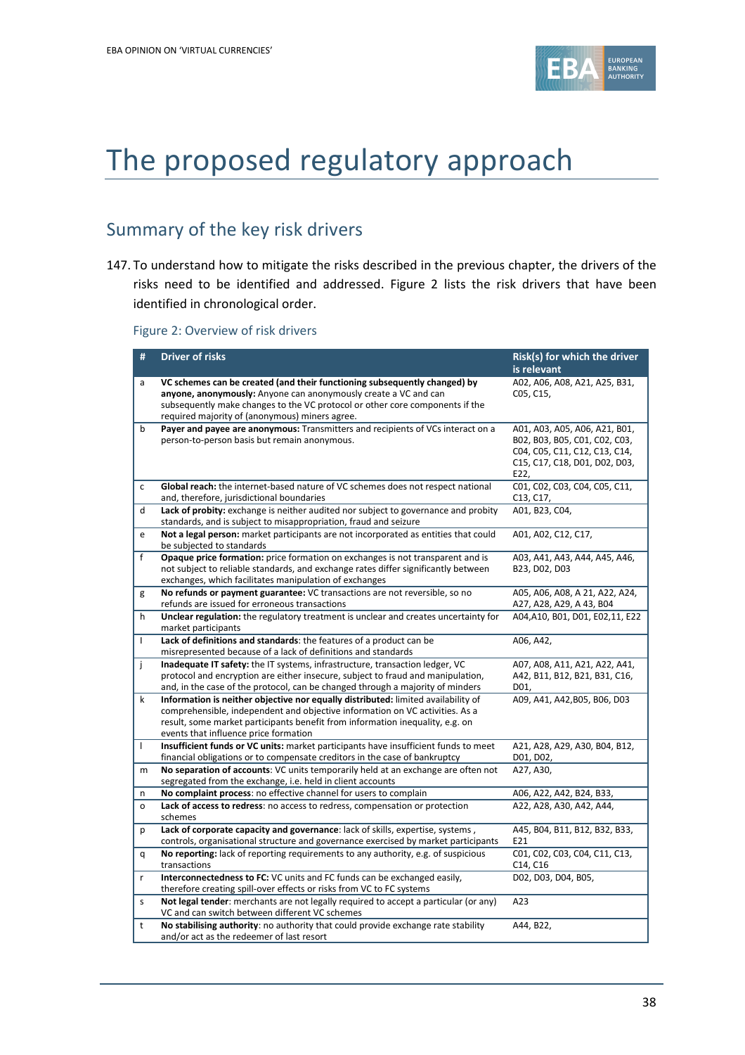# The proposed regulatory approach

## Summary of the key risk drivers

147. To understand how to mitigate the risks described in the previous chapter, the drivers of the risks need to be identified and addressed. Figure 2 lists the risk drivers that have been identified in chronological order.

Figure 2: Overview of risk drivers

| # | Driver of risks | Risk(s) for which the driver is relevant |
|---|---|---|
| a | **VC schemes can be created (and their functioning subsequently changed) by anyone, anonymously:** Anyone can anonymously create a VC and can subsequently make changes to the VC protocol or other core components if the required majority of (anonymous) miners agree. | A02, A06, A08, A21, A25, B31, C05, C15, |
| b | **Payer and payee are anonymous:** Transmitters and recipients of VCs interact on a person-to-person basis but remain anonymous. | A01, A03, A05, A06, A21, B01, B02, B03, B05, C01, C02, C03, C04, C05, C11, C12, C13, C14, C15, C17, C18, D01, D02, D03, E22, |
| c | **Global reach:** the internet-based nature of VC schemes does not respect national and, therefore, jurisdictional boundaries | C01, C02, C03, C04, C05, C11, C13, C17, |
| d | **Lack of probity:** exchange is neither audited nor subject to governance and probity standards, and is subject to misappropriation, fraud and seizure | A01, B23, C04, |
| e | **Not a legal person:** market participants are not incorporated as entities that could be subjected to standards | A01, A02, C12, C17, |
| f | **Opaque price formation:** price formation on exchanges is not transparent and is not subject to reliable standards, and exchange rates differ significantly between exchanges, which facilitates manipulation of exchanges | A03, A41, A43, A44, A45, A46, B23, D02, D03 |
| g | **No refunds or payment guarantee:** VC transactions are not reversible, so no refunds are issued for erroneous transactions | A05, A06, A08, A 21, A22, A24, A27, A28, A29, A 43, B04 |
| h | **Unclear regulation:** the regulatory treatment is unclear and creates uncertainty for market participants | A04,A10, B01, D01, E02,11, E22 |
| I | **Lack of definitions and standards**: the features of a product can be misrepresented because of a lack of definitions and standards | A06, A42, |
| j | **Inadequate IT safety:** the IT systems, infrastructure, transaction ledger, VC protocol and encryption are either insecure, subject to fraud and manipulation, and, in the case of the protocol, can be changed through a majority of minders | A07, A08, A11, A21, A22, A41, A42, B11, B12, B21, B31, C16, D01, |
| k | **Information is neither objective nor equally distributed:** limited availability of comprehensible, independent and objective information on VC activities. As a result, some market participants benefit from information inequality, e.g. on events that influence price formation | A09, A41, A42,B05, B06, D03 |
| l | **Insufficient funds or VC units:** market participants have insufficient funds to meet financial obligations or to compensate creditors in the case of bankruptcy | A21, A28, A29, A30, B04, B12, D01, D02, |
| m | **No separation of accounts**: VC units temporarily held at an exchange are often not segregated from the exchange, i.e. held in client accounts | A27, A30, |
| n | **No complaint process**: no effective channel for users to complain | A06, A22, A42, B24, B33, |
| o | **Lack of access to redress**: no access to redress, compensation or protection schemes | A22, A28, A30, A42, A44, |
| p | **Lack of corporate capacity and governance**: lack of skills, expertise, systems , controls, organisational structure and governance exercised by market participants | A45, B04, B11, B12, B32, B33, E21 |
| q | **No reporting:** lack of reporting requirements to any authority, e.g. of suspicious transactions | C01, C02, C03, C04, C11, C13, C14, C16 |
| r | **Interconnectedness to FC:** VC units and FC funds can be exchanged easily, therefore creating spill-over effects or risks from VC to FC systems | D02, D03, D04, B05, |
| s | **Not legal tender**: merchants are not legally required to accept a particular (or any) VC and can switch between different VC schemes | A23 |
| t | **No stabilising authority**: no authority that could provide exchange rate stability and/or act as the redeemer of last resort | A44, B22, |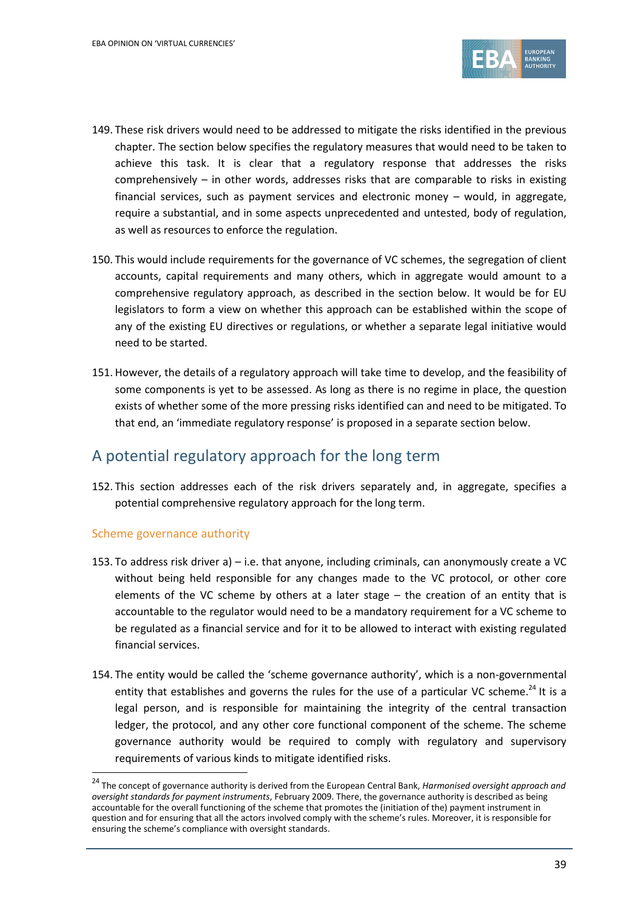149. These risk drivers would need to be addressed to mitigate the risks identified in the previous chapter. The section below specifies the regulatory measures that would need to be taken to achieve this task. It is clear that a regulatory response that addresses the risks comprehensively – in other words, addresses risks that are comparable to risks in existing financial services, such as payment services and electronic money – would, in aggregate, require a substantial, and in some aspects unprecedented and untested, body of regulation, as well as resources to enforce the regulation.

150. This would include requirements for the governance of VC schemes, the segregation of client accounts, capital requirements and many others, which in aggregate would amount to a comprehensive regulatory approach, as described in the section below. It would be for EU legislators to form a view on whether this approach can be established within the scope of any of the existing EU directives or regulations, or whether a separate legal initiative would need to be started.

151. However, the details of a regulatory approach will take time to develop, and the feasibility of some components is yet to be assessed. As long as there is no regime in place, the question exists of whether some of the more pressing risks identified can and need to be mitigated. To that end, an 'immediate regulatory response' is proposed in a separate section below.

## A potential regulatory approach for the long term

152. This section addresses each of the risk drivers separately and, in aggregate, specifies a potential comprehensive regulatory approach for the long term.

### Scheme governance authority

153. To address risk driver a) – i.e. that anyone, including criminals, can anonymously create a VC without being held responsible for any changes made to the VC protocol, or other core elements of the VC scheme by others at a later stage – the creation of an entity that is accountable to the regulator would need to be a mandatory requirement for a VC scheme to be regulated as a financial service and for it to be allowed to interact with existing regulated financial services.

154. The entity would be called the 'scheme governance authority', which is a non-governmental entity that establishes and governs the rules for the use of a particular VC scheme.[24] It is a legal person, and is responsible for maintaining the integrity of the central transaction ledger, the protocol, and any other core functional component of the scheme. The scheme governance authority would be required to comply with regulatory and supervisory requirements of various kinds to mitigate identified risks.

[24] The concept of governance authority is derived from the European Central Bank, *Harmonised oversight approach and oversight standards for payment instruments*, February 2009. There, the governance authority is described as being accountable for the overall functioning of the scheme that promotes the (initiation of the) payment instrument in question and for ensuring that all the actors involved comply with the scheme's rules. Moreover, it is responsible for ensuring the scheme's compliance with oversight standards.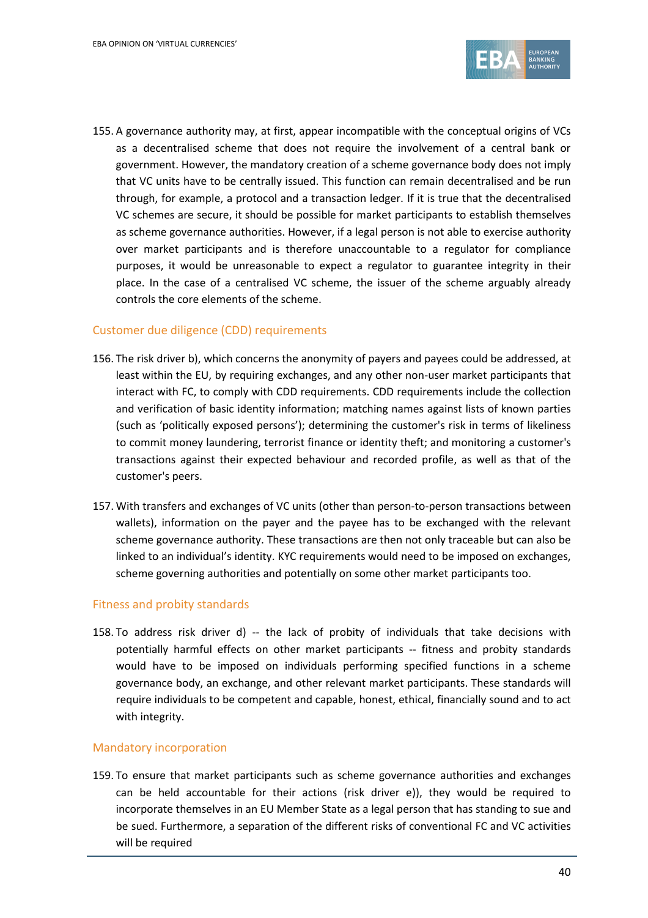155. A governance authority may, at first, appear incompatible with the conceptual origins of VCs as a decentralised scheme that does not require the involvement of a central bank or government. However, the mandatory creation of a scheme governance body does not imply that VC units have to be centrally issued. This function can remain decentralised and be run through, for example, a protocol and a transaction ledger. If it is true that the decentralised VC schemes are secure, it should be possible for market participants to establish themselves as scheme governance authorities. However, if a legal person is not able to exercise authority over market participants and is therefore unaccountable to a regulator for compliance purposes, it would be unreasonable to expect a regulator to guarantee integrity in their place. In the case of a centralised VC scheme, the issuer of the scheme arguably already controls the core elements of the scheme.

### Customer due diligence (CDD) requirements

156. The risk driver b), which concerns the anonymity of payers and payees could be addressed, at least within the EU, by requiring exchanges, and any other non-user market participants that interact with FC, to comply with CDD requirements. CDD requirements include the collection and verification of basic identity information; matching names against lists of known parties (such as 'politically exposed persons'); determining the customer's risk in terms of likeliness to commit money laundering, terrorist finance or identity theft; and monitoring a customer's transactions against their expected behaviour and recorded profile, as well as that of the customer's peers.

157. With transfers and exchanges of VC units (other than person-to-person transactions between wallets), information on the payer and the payee has to be exchanged with the relevant scheme governance authority. These transactions are then not only traceable but can also be linked to an individual's identity. KYC requirements would need to be imposed on exchanges, scheme governing authorities and potentially on some other market participants too.

### Fitness and probity standards

158. To address risk driver d) -- the lack of probity of individuals that take decisions with potentially harmful effects on other market participants -- fitness and probity standards would have to be imposed on individuals performing specified functions in a scheme governance body, an exchange, and other relevant market participants. These standards will require individuals to be competent and capable, honest, ethical, financially sound and to act with integrity.

### Mandatory incorporation

159. To ensure that market participants such as scheme governance authorities and exchanges can be held accountable for their actions (risk driver e)), they would be required to incorporate themselves in an EU Member State as a legal person that has standing to sue and be sued. Furthermore, a separation of the different risks of conventional FC and VC activities will be required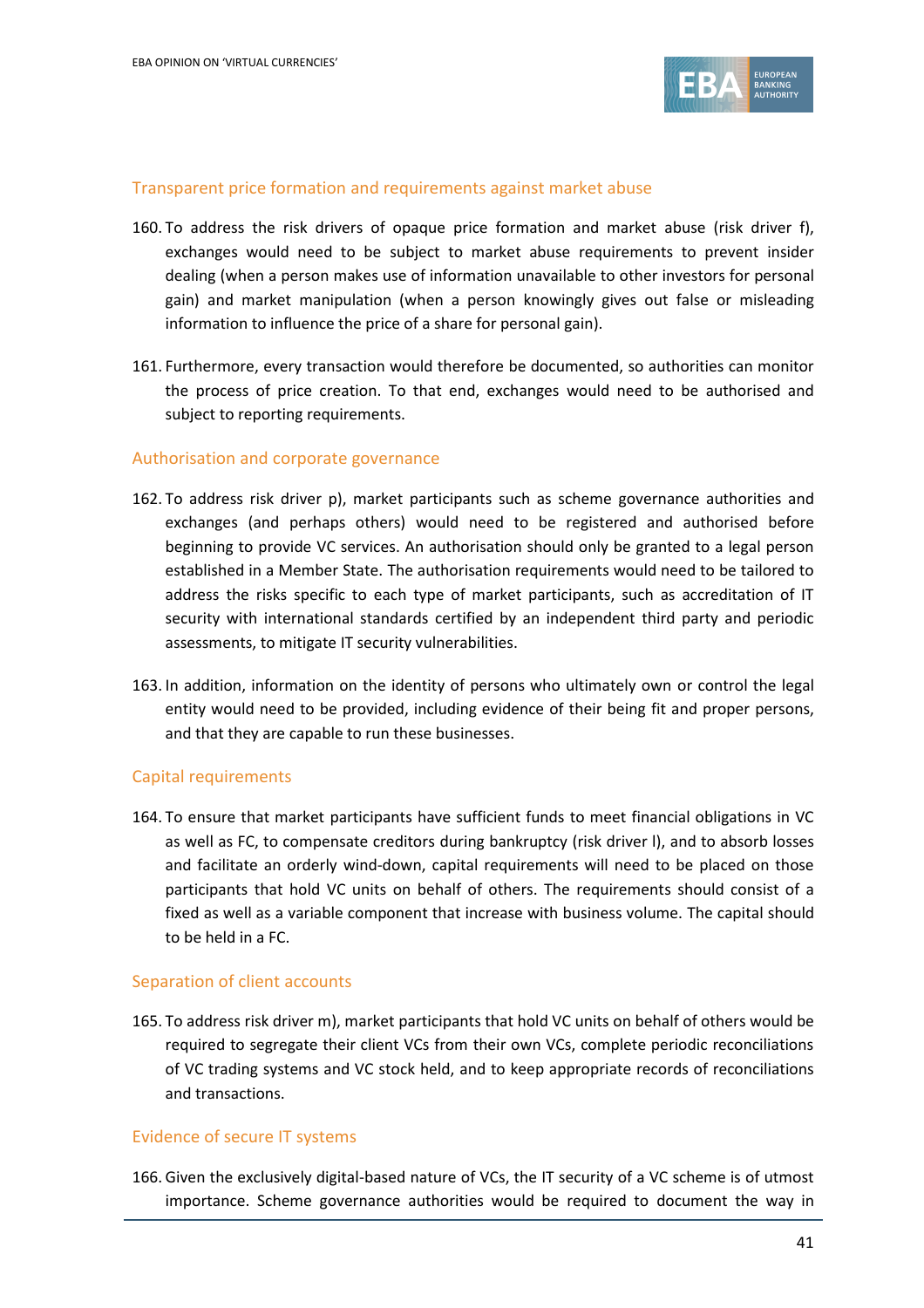### Transparent price formation and requirements against market abuse

160. To address the risk drivers of opaque price formation and market abuse (risk driver f), exchanges would need to be subject to market abuse requirements to prevent insider dealing (when a person makes use of information unavailable to other investors for personal gain) and market manipulation (when a person knowingly gives out false or misleading information to influence the price of a share for personal gain).

161. Furthermore, every transaction would therefore be documented, so authorities can monitor the process of price creation. To that end, exchanges would need to be authorised and subject to reporting requirements.

### Authorisation and corporate governance

162. To address risk driver p), market participants such as scheme governance authorities and exchanges (and perhaps others) would need to be registered and authorised before beginning to provide VC services. An authorisation should only be granted to a legal person established in a Member State. The authorisation requirements would need to be tailored to address the risks specific to each type of market participants, such as accreditation of IT security with international standards certified by an independent third party and periodic assessments, to mitigate IT security vulnerabilities.

163. In addition, information on the identity of persons who ultimately own or control the legal entity would need to be provided, including evidence of their being fit and proper persons, and that they are capable to run these businesses.

### Capital requirements

164. To ensure that market participants have sufficient funds to meet financial obligations in VC as well as FC, to compensate creditors during bankruptcy (risk driver l), and to absorb losses and facilitate an orderly wind-down, capital requirements will need to be placed on those participants that hold VC units on behalf of others. The requirements should consist of a fixed as well as a variable component that increase with business volume. The capital should to be held in a FC.

### Separation of client accounts

165. To address risk driver m), market participants that hold VC units on behalf of others would be required to segregate their client VCs from their own VCs, complete periodic reconciliations of VC trading systems and VC stock held, and to keep appropriate records of reconciliations and transactions.

### Evidence of secure IT systems

166. Given the exclusively digital-based nature of VCs, the IT security of a VC scheme is of utmost importance. Scheme governance authorities would be required to document the way in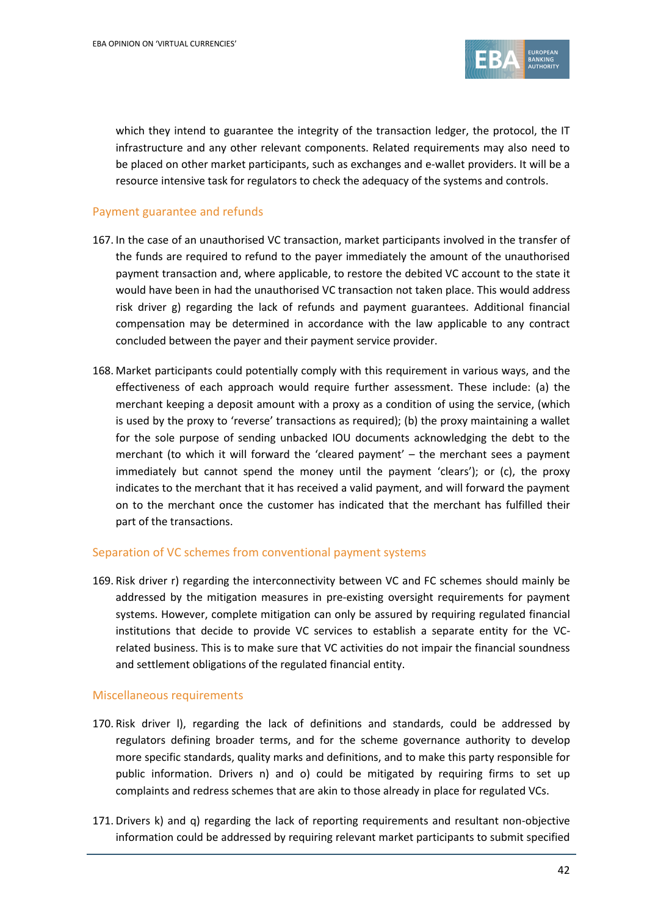which they intend to guarantee the integrity of the transaction ledger, the protocol, the IT infrastructure and any other relevant components. Related requirements may also need to be placed on other market participants, such as exchanges and e-wallet providers. It will be a resource intensive task for regulators to check the adequacy of the systems and controls.

### Payment guarantee and refunds

167. In the case of an unauthorised VC transaction, market participants involved in the transfer of the funds are required to refund to the payer immediately the amount of the unauthorised payment transaction and, where applicable, to restore the debited VC account to the state it would have been in had the unauthorised VC transaction not taken place. This would address risk driver g) regarding the lack of refunds and payment guarantees. Additional financial compensation may be determined in accordance with the law applicable to any contract concluded between the payer and their payment service provider.

168. Market participants could potentially comply with this requirement in various ways, and the effectiveness of each approach would require further assessment. These include: (a) the merchant keeping a deposit amount with a proxy as a condition of using the service, (which is used by the proxy to 'reverse' transactions as required); (b) the proxy maintaining a wallet for the sole purpose of sending unbacked IOU documents acknowledging the debt to the merchant (to which it will forward the 'cleared payment' – the merchant sees a payment immediately but cannot spend the money until the payment 'clears'); or (c), the proxy indicates to the merchant that it has received a valid payment, and will forward the payment on to the merchant once the customer has indicated that the merchant has fulfilled their part of the transactions.

### Separation of VC schemes from conventional payment systems

169. Risk driver r) regarding the interconnectivity between VC and FC schemes should mainly be addressed by the mitigation measures in pre-existing oversight requirements for payment systems. However, complete mitigation can only be assured by requiring regulated financial institutions that decide to provide VC services to establish a separate entity for the VC-related business. This is to make sure that VC activities do not impair the financial soundness and settlement obligations of the regulated financial entity.

### Miscellaneous requirements

170. Risk driver l), regarding the lack of definitions and standards, could be addressed by regulators defining broader terms, and for the scheme governance authority to develop more specific standards, quality marks and definitions, and to make this party responsible for public information. Drivers n) and o) could be mitigated by requiring firms to set up complaints and redress schemes that are akin to those already in place for regulated VCs.

171. Drivers k) and q) regarding the lack of reporting requirements and resultant non-objective information could be addressed by requiring relevant market participants to submit specified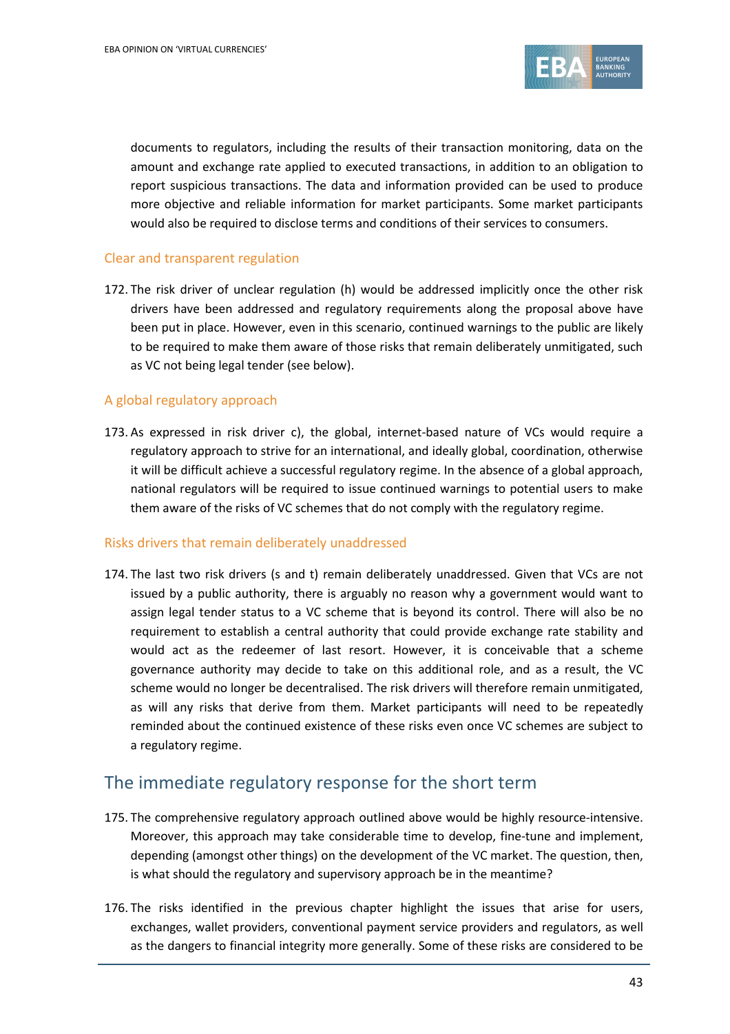documents to regulators, including the results of their transaction monitoring, data on the amount and exchange rate applied to executed transactions, in addition to an obligation to report suspicious transactions. The data and information provided can be used to produce more objective and reliable information for market participants. Some market participants would also be required to disclose terms and conditions of their services to consumers.

### Clear and transparent regulation

172. The risk driver of unclear regulation (h) would be addressed implicitly once the other risk drivers have been addressed and regulatory requirements along the proposal above have been put in place. However, even in this scenario, continued warnings to the public are likely to be required to make them aware of those risks that remain deliberately unmitigated, such as VC not being legal tender (see below).

### A global regulatory approach

173. As expressed in risk driver c), the global, internet-based nature of VCs would require a regulatory approach to strive for an international, and ideally global, coordination, otherwise it will be difficult achieve a successful regulatory regime. In the absence of a global approach, national regulators will be required to issue continued warnings to potential users to make them aware of the risks of VC schemes that do not comply with the regulatory regime.

### Risks drivers that remain deliberately unaddressed

174. The last two risk drivers (s and t) remain deliberately unaddressed. Given that VCs are not issued by a public authority, there is arguably no reason why a government would want to assign legal tender status to a VC scheme that is beyond its control. There will also be no requirement to establish a central authority that could provide exchange rate stability and would act as the redeemer of last resort. However, it is conceivable that a scheme governance authority may decide to take on this additional role, and as a result, the VC scheme would no longer be decentralised. The risk drivers will therefore remain unmitigated, as will any risks that derive from them. Market participants will need to be repeatedly reminded about the continued existence of these risks even once VC schemes are subject to a regulatory regime.

## The immediate regulatory response for the short term

175. The comprehensive regulatory approach outlined above would be highly resource-intensive. Moreover, this approach may take considerable time to develop, fine-tune and implement, depending (amongst other things) on the development of the VC market. The question, then, is what should the regulatory and supervisory approach be in the meantime?

176. The risks identified in the previous chapter highlight the issues that arise for users, exchanges, wallet providers, conventional payment service providers and regulators, as well as the dangers to financial integrity more generally. Some of these risks are considered to be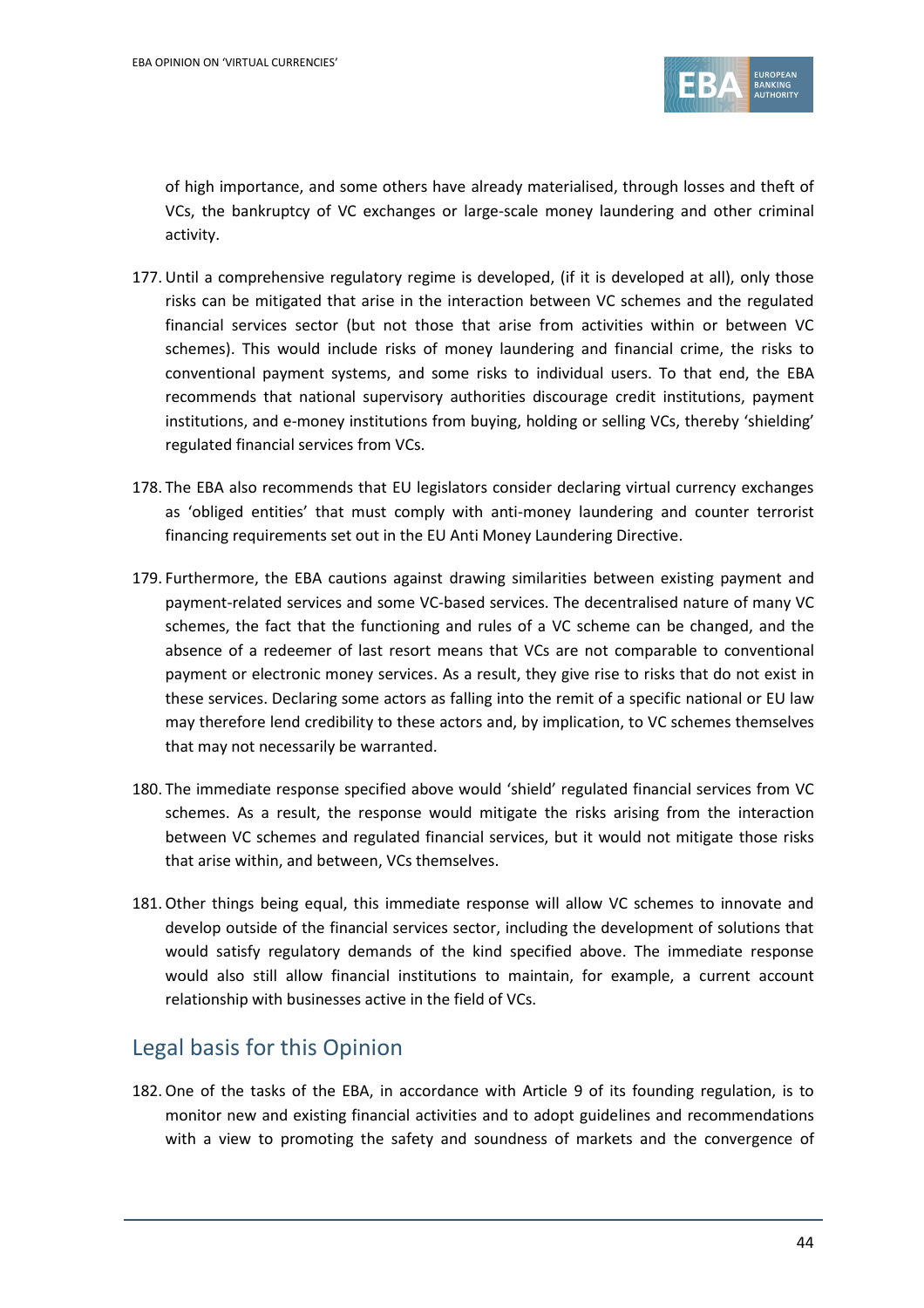of high importance, and some others have already materialised, through losses and theft of VCs, the bankruptcy of VC exchanges or large-scale money laundering and other criminal activity.

177. Until a comprehensive regulatory regime is developed, (if it is developed at all), only those risks can be mitigated that arise in the interaction between VC schemes and the regulated financial services sector (but not those that arise from activities within or between VC schemes). This would include risks of money laundering and financial crime, the risks to conventional payment systems, and some risks to individual users. To that end, the EBA recommends that national supervisory authorities discourage credit institutions, payment institutions, and e-money institutions from buying, holding or selling VCs, thereby 'shielding' regulated financial services from VCs.

178. The EBA also recommends that EU legislators consider declaring virtual currency exchanges as 'obliged entities' that must comply with anti-money laundering and counter terrorist financing requirements set out in the EU Anti Money Laundering Directive.

179. Furthermore, the EBA cautions against drawing similarities between existing payment and payment-related services and some VC-based services. The decentralised nature of many VC schemes, the fact that the functioning and rules of a VC scheme can be changed, and the absence of a redeemer of last resort means that VCs are not comparable to conventional payment or electronic money services. As a result, they give rise to risks that do not exist in these services. Declaring some actors as falling into the remit of a specific national or EU law may therefore lend credibility to these actors and, by implication, to VC schemes themselves that may not necessarily be warranted.

180. The immediate response specified above would 'shield' regulated financial services from VC schemes. As a result, the response would mitigate the risks arising from the interaction between VC schemes and regulated financial services, but it would not mitigate those risks that arise within, and between, VCs themselves.

181. Other things being equal, this immediate response will allow VC schemes to innovate and develop outside of the financial services sector, including the development of solutions that would satisfy regulatory demands of the kind specified above. The immediate response would also still allow financial institutions to maintain, for example, a current account relationship with businesses active in the field of VCs.

## Legal basis for this Opinion

182. One of the tasks of the EBA, in accordance with Article 9 of its founding regulation, is to monitor new and existing financial activities and to adopt guidelines and recommendations with a view to promoting the safety and soundness of markets and the convergence of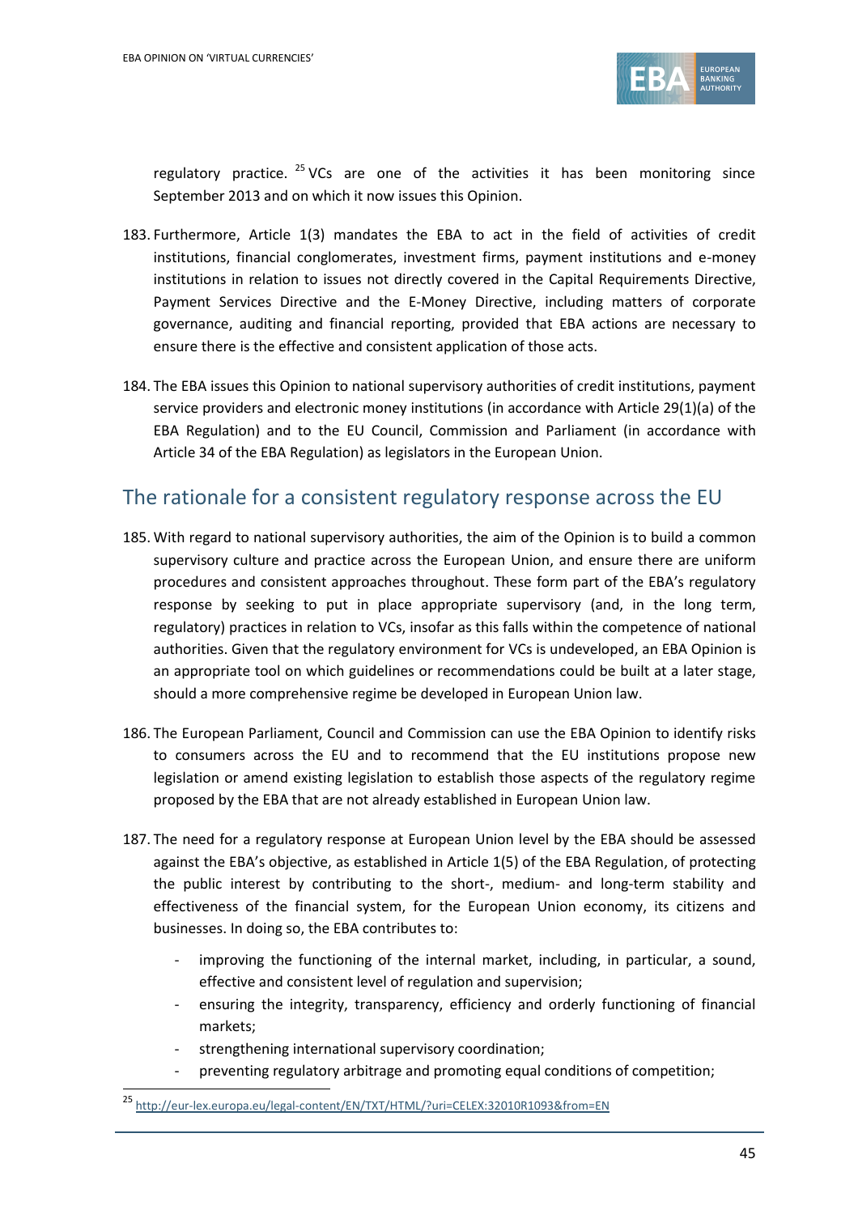regulatory practice. [25] VCs are one of the activities it has been monitoring since September 2013 and on which it now issues this Opinion.

183. Furthermore, Article 1(3) mandates the EBA to act in the field of activities of credit institutions, financial conglomerates, investment firms, payment institutions and e-money institutions in relation to issues not directly covered in the Capital Requirements Directive, Payment Services Directive and the E-Money Directive, including matters of corporate governance, auditing and financial reporting, provided that EBA actions are necessary to ensure there is the effective and consistent application of those acts.

184. The EBA issues this Opinion to national supervisory authorities of credit institutions, payment service providers and electronic money institutions (in accordance with Article 29(1)(a) of the EBA Regulation) and to the EU Council, Commission and Parliament (in accordance with Article 34 of the EBA Regulation) as legislators in the European Union.

## The rationale for a consistent regulatory response across the EU

185. With regard to national supervisory authorities, the aim of the Opinion is to build a common supervisory culture and practice across the European Union, and ensure there are uniform procedures and consistent approaches throughout. These form part of the EBA's regulatory response by seeking to put in place appropriate supervisory (and, in the long term, regulatory) practices in relation to VCs, insofar as this falls within the competence of national authorities. Given that the regulatory environment for VCs is undeveloped, an EBA Opinion is an appropriate tool on which guidelines or recommendations could be built at a later stage, should a more comprehensive regime be developed in European Union law.

186. The European Parliament, Council and Commission can use the EBA Opinion to identify risks to consumers across the EU and to recommend that the EU institutions propose new legislation or amend existing legislation to establish those aspects of the regulatory regime proposed by the EBA that are not already established in European Union law.

187. The need for a regulatory response at European Union level by the EBA should be assessed against the EBA's objective, as established in Article 1(5) of the EBA Regulation, of protecting the public interest by contributing to the short-, medium- and long-term stability and effectiveness of the financial system, for the European Union economy, its citizens and businesses. In doing so, the EBA contributes to:

- improving the functioning of the internal market, including, in particular, a sound, effective and consistent level of regulation and supervision;
- ensuring the integrity, transparency, efficiency and orderly functioning of financial markets;
- strengthening international supervisory coordination;
- preventing regulatory arbitrage and promoting equal conditions of competition;

[25] http://eur-lex.europa.eu/legal-content/EN/TXT/HTML/?uri=CELEX:32010R1093&from=EN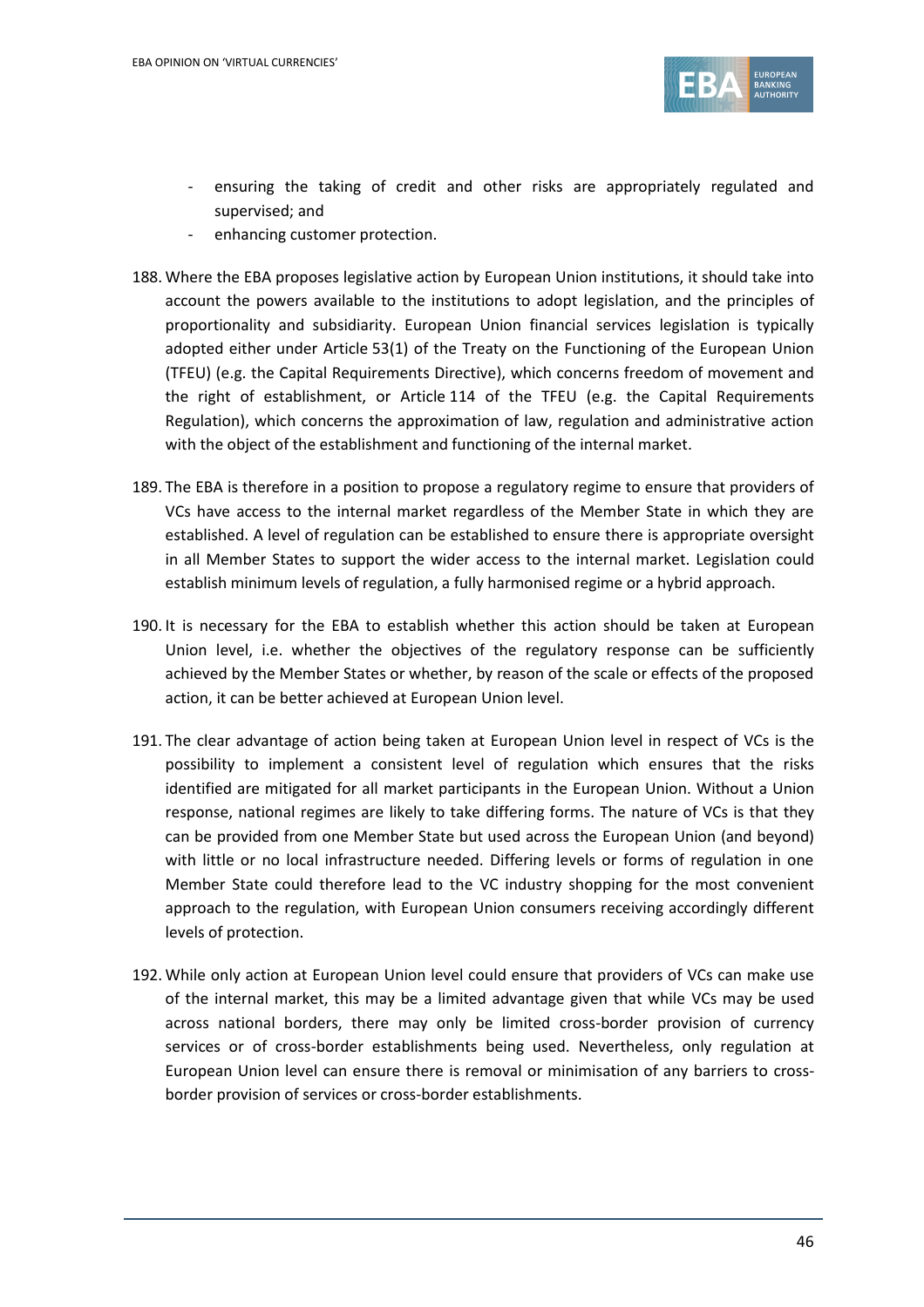- ensuring the taking of credit and other risks are appropriately regulated and supervised; and
- enhancing customer protection.

188. Where the EBA proposes legislative action by European Union institutions, it should take into account the powers available to the institutions to adopt legislation, and the principles of proportionality and subsidiarity. European Union financial services legislation is typically adopted either under Article 53(1) of the Treaty on the Functioning of the European Union (TFEU) (e.g. the Capital Requirements Directive), which concerns freedom of movement and the right of establishment, or Article 114 of the TFEU (e.g. the Capital Requirements Regulation), which concerns the approximation of law, regulation and administrative action with the object of the establishment and functioning of the internal market.

189. The EBA is therefore in a position to propose a regulatory regime to ensure that providers of VCs have access to the internal market regardless of the Member State in which they are established. A level of regulation can be established to ensure there is appropriate oversight in all Member States to support the wider access to the internal market. Legislation could establish minimum levels of regulation, a fully harmonised regime or a hybrid approach.

190. It is necessary for the EBA to establish whether this action should be taken at European Union level, i.e. whether the objectives of the regulatory response can be sufficiently achieved by the Member States or whether, by reason of the scale or effects of the proposed action, it can be better achieved at European Union level.

191. The clear advantage of action being taken at European Union level in respect of VCs is the possibility to implement a consistent level of regulation which ensures that the risks identified are mitigated for all market participants in the European Union. Without a Union response, national regimes are likely to take differing forms. The nature of VCs is that they can be provided from one Member State but used across the European Union (and beyond) with little or no local infrastructure needed. Differing levels or forms of regulation in one Member State could therefore lead to the VC industry shopping for the most convenient approach to the regulation, with European Union consumers receiving accordingly different levels of protection.

192. While only action at European Union level could ensure that providers of VCs can make use of the internal market, this may be a limited advantage given that while VCs may be used across national borders, there may only be limited cross-border provision of currency services or of cross-border establishments being used. Nevertheless, only regulation at European Union level can ensure there is removal or minimisation of any barriers to cross-border provision of services or cross-border establishments.